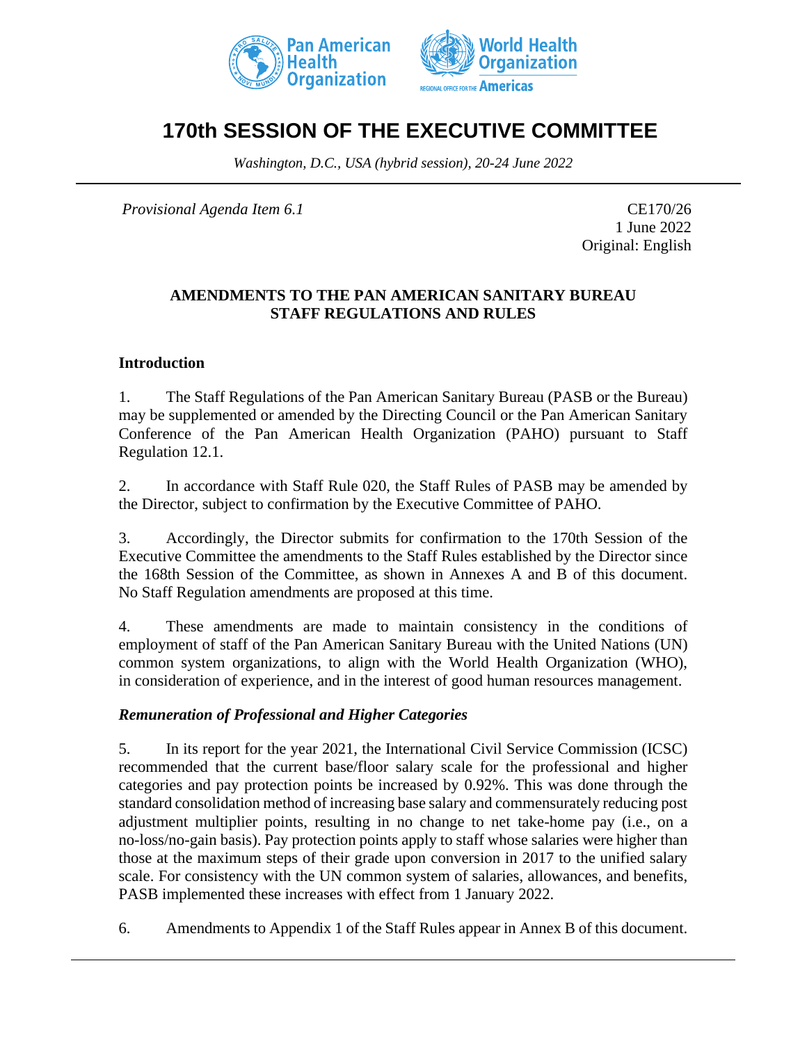# 170th SESSION OF THE EXECUTIVE COMMITTEE

*Washington, D.C., USA (hybrid session), 20-24 June 2022*

---

*Provisional Agenda Item 6.1*

CE170/26
1 June 2022
Original: English

**AMENDMENTS TO THE PAN AMERICAN SANITARY BUREAU STAFF REGULATIONS AND RULES**

## Introduction

1. The Staff Regulations of the Pan American Sanitary Bureau (PASB or the Bureau) may be supplemented or amended by the Directing Council or the Pan American Sanitary Conference of the Pan American Health Organization (PAHO) pursuant to Staff Regulation 12.1.

2. In accordance with Staff Rule 020, the Staff Rules of PASB may be amended by the Director, subject to confirmation by the Executive Committee of PAHO.

3. Accordingly, the Director submits for confirmation to the 170th Session of the Executive Committee the amendments to the Staff Rules established by the Director since the 168th Session of the Committee, as shown in Annexes A and B of this document. No Staff Regulation amendments are proposed at this time.

4. These amendments are made to maintain consistency in the conditions of employment of staff of the Pan American Sanitary Bureau with the United Nations (UN) common system organizations, to align with the World Health Organization (WHO), in consideration of experience, and in the interest of good human resources management.

### *Remuneration of Professional and Higher Categories*

5. In its report for the year 2021, the International Civil Service Commission (ICSC) recommended that the current base/floor salary scale for the professional and higher categories and pay protection points be increased by 0.92%. This was done through the standard consolidation method of increasing base salary and commensurately reducing post adjustment multiplier points, resulting in no change to net take-home pay (i.e., on a no-loss/no-gain basis). Pay protection points apply to staff whose salaries were higher than those at the maximum steps of their grade upon conversion in 2017 to the unified salary scale. For consistency with the UN common system of salaries, allowances, and benefits, PASB implemented these increases with effect from 1 January 2022.

6. Amendments to Appendix 1 of the Staff Rules appear in Annex B of this document.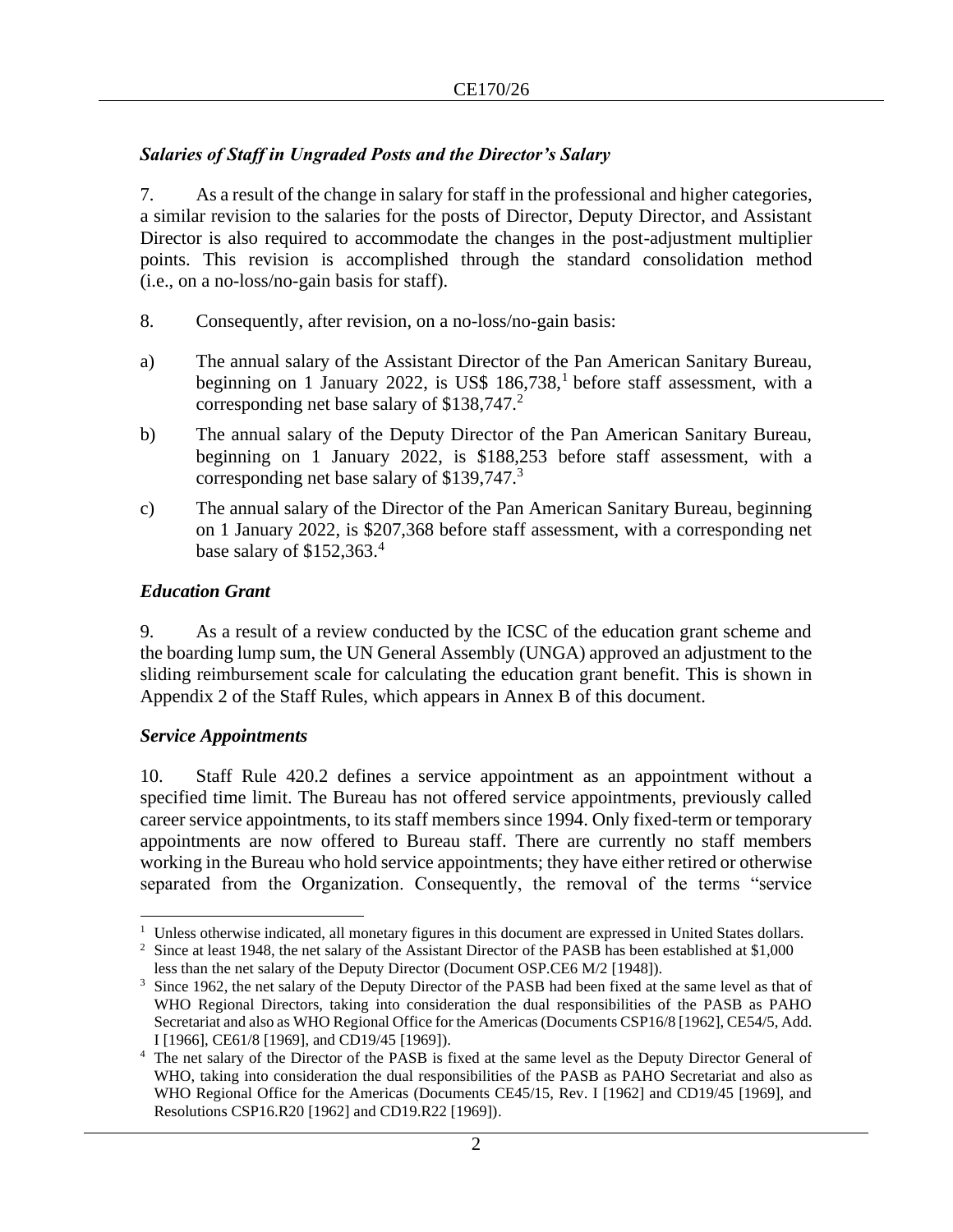### *Salaries of Staff in Ungraded Posts and the Director's Salary*

7. As a result of the change in salary for staff in the professional and higher categories, a similar revision to the salaries for the posts of Director, Deputy Director, and Assistant Director is also required to accommodate the changes in the post-adjustment multiplier points. This revision is accomplished through the standard consolidation method (i.e., on a no-loss/no-gain basis for staff).

8. Consequently, after revision, on a no-loss/no-gain basis:

a) The annual salary of the Assistant Director of the Pan American Sanitary Bureau, beginning on 1 January 2022, is US$ 186,738,[1] before staff assessment, with a corresponding net base salary of $138,747.[2]

b) The annual salary of the Deputy Director of the Pan American Sanitary Bureau, beginning on 1 January 2022, is $188,253 before staff assessment, with a corresponding net base salary of $139,747.[3]

c) The annual salary of the Director of the Pan American Sanitary Bureau, beginning on 1 January 2022, is $207,368 before staff assessment, with a corresponding net base salary of $152,363.[4]

### *Education Grant*

9. As a result of a review conducted by the ICSC of the education grant scheme and the boarding lump sum, the UN General Assembly (UNGA) approved an adjustment to the sliding reimbursement scale for calculating the education grant benefit. This is shown in Appendix 2 of the Staff Rules, which appears in Annex B of this document.

### *Service Appointments*

10. Staff Rule 420.2 defines a service appointment as an appointment without a specified time limit. The Bureau has not offered service appointments, previously called career service appointments, to its staff members since 1994. Only fixed-term or temporary appointments are now offered to Bureau staff. There are currently no staff members working in the Bureau who hold service appointments; they have either retired or otherwise separated from the Organization. Consequently, the removal of the terms "service

---

[1] Unless otherwise indicated, all monetary figures in this document are expressed in United States dollars.

[2] Since at least 1948, the net salary of the Assistant Director of the PASB has been established at $1,000 less than the net salary of the Deputy Director (Document OSP.CE6 M/2 [1948]).

[3] Since 1962, the net salary of the Deputy Director of the PASB had been fixed at the same level as that of WHO Regional Directors, taking into consideration the dual responsibilities of the PASB as PAHO Secretariat and also as WHO Regional Office for the Americas (Documents CSP16/8 [1962], CE54/5, Add. I [1966], CE61/8 [1969], and CD19/45 [1969]).

[4] The net salary of the Director of the PASB is fixed at the same level as the Deputy Director General of WHO, taking into consideration the dual responsibilities of the PASB as PAHO Secretariat and also as WHO Regional Office for the Americas (Documents CE45/15, Rev. I [1962] and CD19/45 [1969], and Resolutions CSP16.R20 [1962] and CD19.R22 [1969]).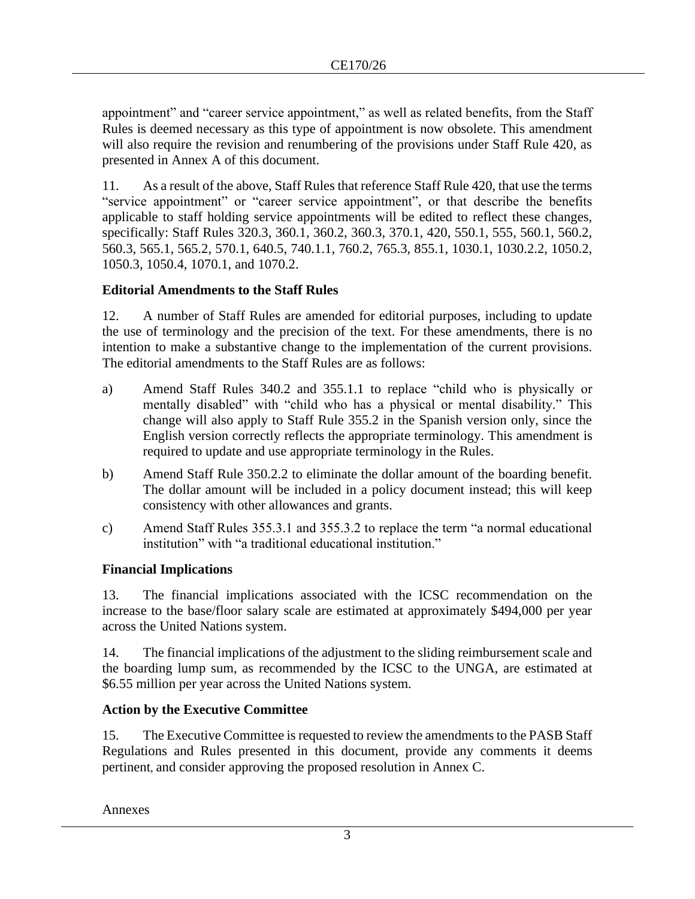appointment" and "career service appointment," as well as related benefits, from the Staff Rules is deemed necessary as this type of appointment is now obsolete. This amendment will also require the revision and renumbering of the provisions under Staff Rule 420, as presented in Annex A of this document.

11. As a result of the above, Staff Rules that reference Staff Rule 420, that use the terms "service appointment" or "career service appointment", or that describe the benefits applicable to staff holding service appointments will be edited to reflect these changes, specifically: Staff Rules 320.3, 360.1, 360.2, 360.3, 370.1, 420, 550.1, 555, 560.1, 560.2, 560.3, 565.1, 565.2, 570.1, 640.5, 740.1.1, 760.2, 765.3, 855.1, 1030.1, 1030.2.2, 1050.2, 1050.3, 1050.4, 1070.1, and 1070.2.

**Editorial Amendments to the Staff Rules**

12. A number of Staff Rules are amended for editorial purposes, including to update the use of terminology and the precision of the text. For these amendments, there is no intention to make a substantive change to the implementation of the current provisions. The editorial amendments to the Staff Rules are as follows:

a) Amend Staff Rules 340.2 and 355.1.1 to replace "child who is physically or mentally disabled" with "child who has a physical or mental disability." This change will also apply to Staff Rule 355.2 in the Spanish version only, since the English version correctly reflects the appropriate terminology. This amendment is required to update and use appropriate terminology in the Rules.

b) Amend Staff Rule 350.2.2 to eliminate the dollar amount of the boarding benefit. The dollar amount will be included in a policy document instead; this will keep consistency with other allowances and grants.

c) Amend Staff Rules 355.3.1 and 355.3.2 to replace the term "a normal educational institution" with "a traditional educational institution."

**Financial Implications**

13. The financial implications associated with the ICSC recommendation on the increase to the base/floor salary scale are estimated at approximately $494,000 per year across the United Nations system.

14. The financial implications of the adjustment to the sliding reimbursement scale and the boarding lump sum, as recommended by the ICSC to the UNGA, are estimated at $6.55 million per year across the United Nations system.

**Action by the Executive Committee**

15. The Executive Committee is requested to review the amendments to the PASB Staff Regulations and Rules presented in this document, provide any comments it deems pertinent, and consider approving the proposed resolution in Annex C.

Annexes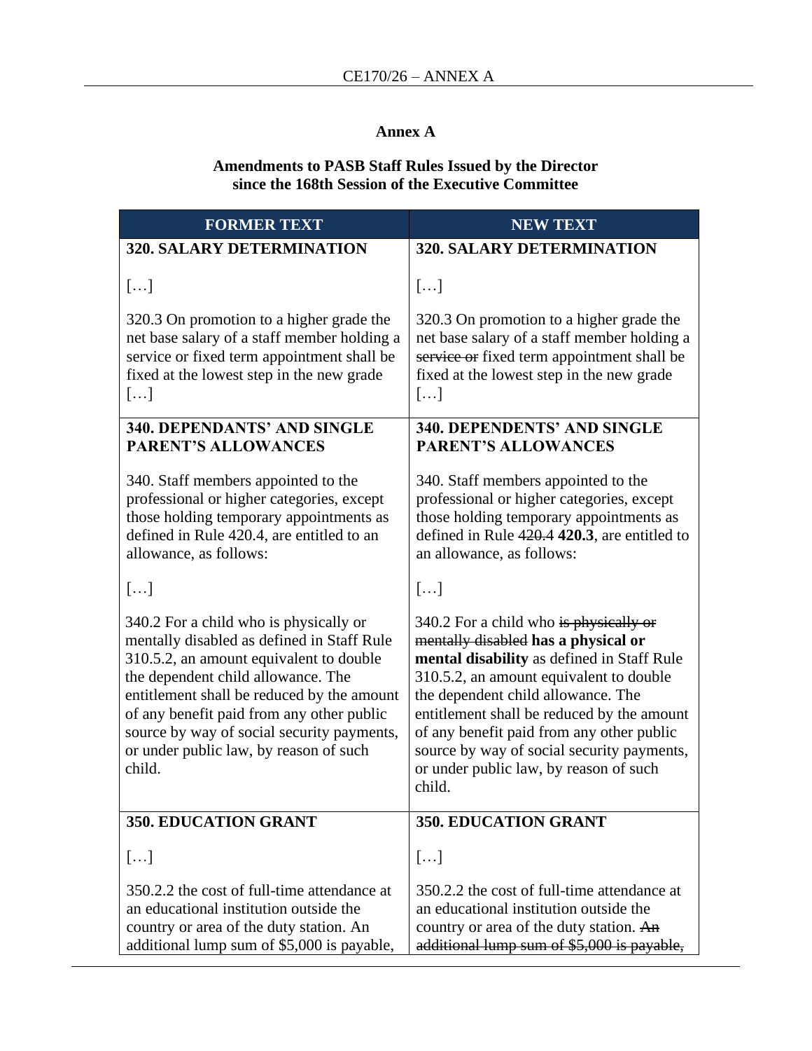# Annex A

## Amendments to PASB Staff Rules Issued by the Director since the 168th Session of the Executive Committee

| FORMER TEXT | NEW TEXT |
|---|---|
| **320. SALARY DETERMINATION**<br><br>[…]<br><br>320.3 On promotion to a higher grade the net base salary of a staff member holding a service or fixed term appointment shall be fixed at the lowest step in the new grade […] | **320. SALARY DETERMINATION**<br><br>[…]<br><br>320.3 On promotion to a higher grade the net base salary of a staff member holding a ~~service or~~ fixed term appointment shall be fixed at the lowest step in the new grade […] |
| **340. DEPENDANTS' AND SINGLE PARENT'S ALLOWANCES**<br><br>340. Staff members appointed to the professional or higher categories, except those holding temporary appointments as defined in Rule 420.4, are entitled to an allowance, as follows:<br><br>[…]<br><br>340.2 For a child who is physically or mentally disabled as defined in Staff Rule 310.5.2, an amount equivalent to double the dependent child allowance. The entitlement shall be reduced by the amount of any benefit paid from any other public source by way of social security payments, or under public law, by reason of such child. | **340. DEPENDENTS' AND SINGLE PARENT'S ALLOWANCES**<br><br>340. Staff members appointed to the professional or higher categories, except those holding temporary appointments as defined in Rule ~~420.4~~ **420.3**, are entitled to an allowance, as follows:<br><br>[…]<br><br>340.2 For a child who ~~is physically or mentally disabled~~ **has a physical or mental disability** as defined in Staff Rule 310.5.2, an amount equivalent to double the dependent child allowance. The entitlement shall be reduced by the amount of any benefit paid from any other public source by way of social security payments, or under public law, by reason of such child. |
| **350. EDUCATION GRANT**<br><br>[…]<br><br>350.2.2 the cost of full-time attendance at an educational institution outside the country or area of the duty station. An additional lump sum of $5,000 is payable, | **350. EDUCATION GRANT**<br><br>[…]<br><br>350.2.2 the cost of full-time attendance at an educational institution outside the country or area of the duty station. ~~An additional lump sum of $5,000 is payable,~~ |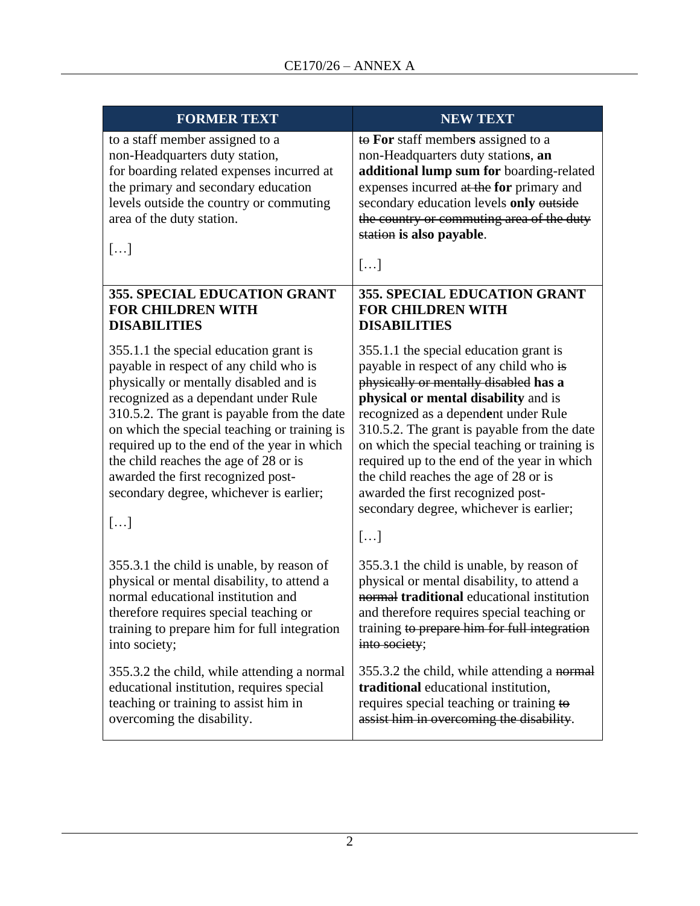| FORMER TEXT | NEW TEXT |
|---|---|
| to a staff member assigned to a non-Headquarters duty station, for boarding related expenses incurred at the primary and secondary education levels outside the country or commuting area of the duty station.<br><br>[…] | ~~to~~ **For** staff member**s** assigned to a non-Headquarters duty station**s**, **an additional lump sum for** boarding-related expenses incurred ~~at the~~ **for** primary and secondary education levels **only** ~~outside the country or commuting area of the duty station~~ **is also payable**.<br><br>[…] |
| **355. SPECIAL EDUCATION GRANT FOR CHILDREN WITH DISABILITIES**<br><br>355.1.1 the special education grant is payable in respect of any child who is physically or mentally disabled and is recognized as a dependant under Rule 310.5.2. The grant is payable from the date on which the special teaching or training is required up to the end of the year in which the child reaches the age of 28 or is awarded the first recognized post-secondary degree, whichever is earlier;<br><br>[…] | **355. SPECIAL EDUCATION GRANT FOR CHILDREN WITH DISABILITIES**<br><br>355.1.1 the special education grant is payable in respect of any child who ~~is physically or mentally disabled~~ **has a physical or mental disability** and is recognized as a depend**e**nt under Rule 310.5.2. The grant is payable from the date on which the special teaching or training is required up to the end of the year in which the child reaches the age of 28 or is awarded the first recognized post-secondary degree, whichever is earlier;<br><br>[…] |
| 355.3.1 the child is unable, by reason of physical or mental disability, to attend a normal educational institution and therefore requires special teaching or training to prepare him for full integration into society; | 355.3.1 the child is unable, by reason of physical or mental disability, to attend a ~~normal~~ **traditional** educational institution and therefore requires special teaching or training ~~to prepare him for full integration into society~~; |
| 355.3.2 the child, while attending a normal educational institution, requires special teaching or training to assist him in overcoming the disability. | 355.3.2 the child, while attending a ~~normal~~ **traditional** educational institution, requires special teaching or training ~~to assist him in overcoming the disability~~. |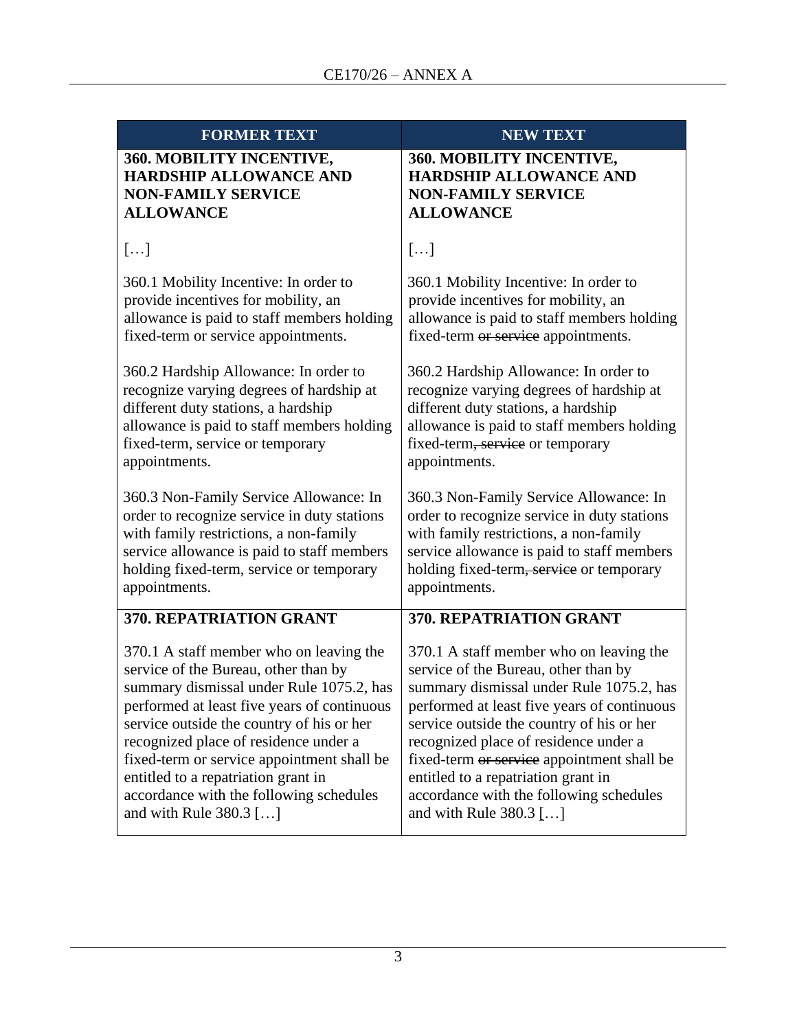| FORMER TEXT | NEW TEXT |
|---|---|
| **360. MOBILITY INCENTIVE, HARDSHIP ALLOWANCE AND NON-FAMILY SERVICE ALLOWANCE**<br><br>[…]<br><br>360.1 Mobility Incentive: In order to provide incentives for mobility, an allowance is paid to staff members holding fixed-term or service appointments.<br><br>360.2 Hardship Allowance: In order to recognize varying degrees of hardship at different duty stations, a hardship allowance is paid to staff members holding fixed-term, service or temporary appointments.<br><br>360.3 Non-Family Service Allowance: In order to recognize service in duty stations with family restrictions, a non-family service allowance is paid to staff members holding fixed-term, service or temporary appointments. | **360. MOBILITY INCENTIVE, HARDSHIP ALLOWANCE AND NON-FAMILY SERVICE ALLOWANCE**<br><br>[…]<br><br>360.1 Mobility Incentive: In order to provide incentives for mobility, an allowance is paid to staff members holding fixed-term ~~or service~~ appointments.<br><br>360.2 Hardship Allowance: In order to recognize varying degrees of hardship at different duty stations, a hardship allowance is paid to staff members holding fixed-term~~, service~~ or temporary appointments.<br><br>360.3 Non-Family Service Allowance: In order to recognize service in duty stations with family restrictions, a non-family service allowance is paid to staff members holding fixed-term~~, service~~ or temporary appointments. |
| **370. REPATRIATION GRANT**<br><br>370.1 A staff member who on leaving the service of the Bureau, other than by summary dismissal under Rule 1075.2, has performed at least five years of continuous service outside the country of his or her recognized place of residence under a fixed-term or service appointment shall be entitled to a repatriation grant in accordance with the following schedules and with Rule 380.3 […] | **370. REPATRIATION GRANT**<br><br>370.1 A staff member who on leaving the service of the Bureau, other than by summary dismissal under Rule 1075.2, has performed at least five years of continuous service outside the country of his or her recognized place of residence under a fixed-term ~~or service~~ appointment shall be entitled to a repatriation grant in accordance with the following schedules and with Rule 380.3 […] |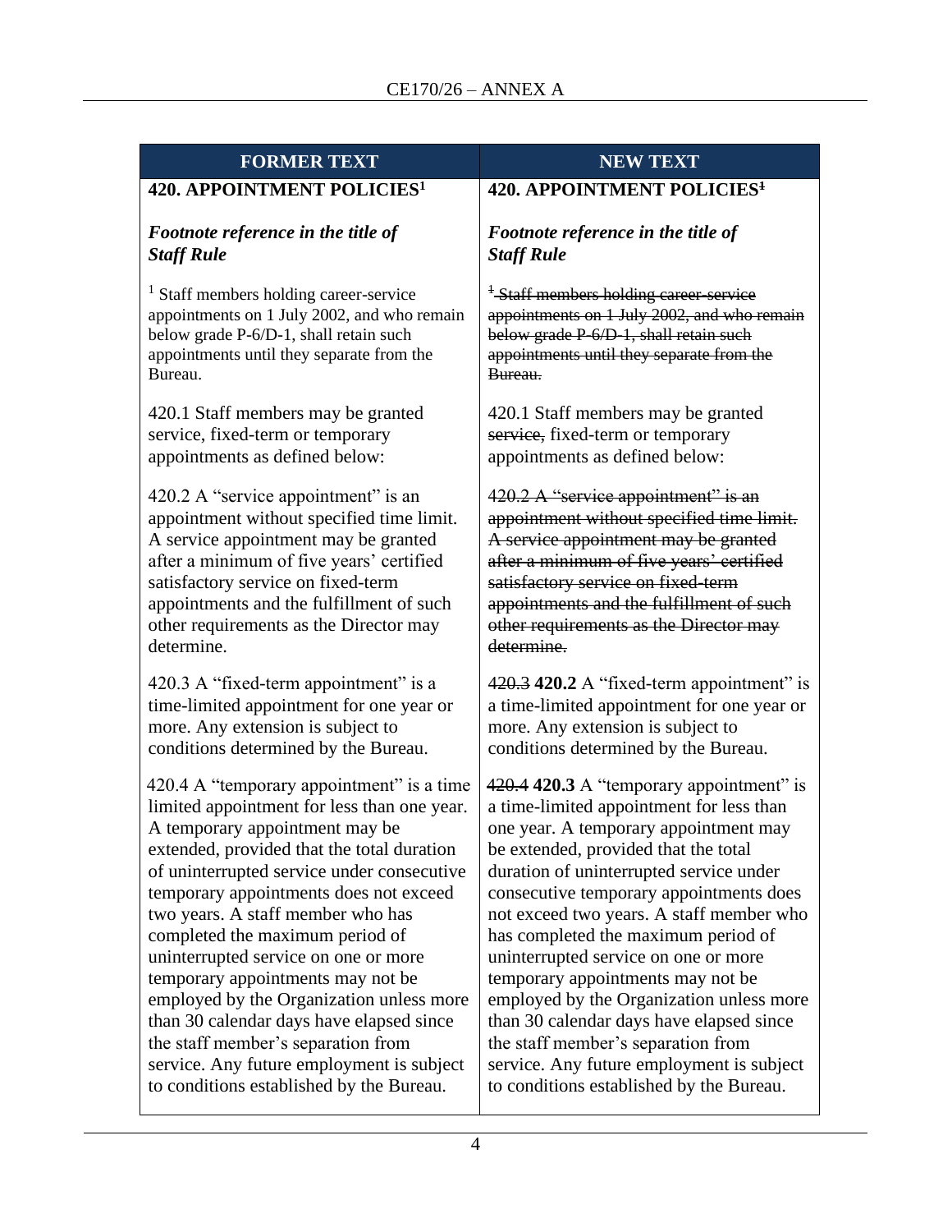| FORMER TEXT | NEW TEXT |
| --- | --- |
| **420. APPOINTMENT POLICIES[1]** | **420. APPOINTMENT POLICIES~~[1]~~** |
| ***Footnote reference in the title of Staff Rule*** | ***Footnote reference in the title of Staff Rule*** |
| [1] Staff members holding career-service appointments on 1 July 2002, and who remain below grade P-6/D-1, shall retain such appointments until they separate from the Bureau. | ~~[1] Staff members holding career-service appointments on 1 July 2002, and who remain below grade P-6/D-1, shall retain such appointments until they separate from the Bureau.~~ |
| 420.1 Staff members may be granted service, fixed-term or temporary appointments as defined below: | 420.1 Staff members may be granted ~~service,~~ fixed-term or temporary appointments as defined below: |
| 420.2 A "service appointment" is an appointment without specified time limit. A service appointment may be granted after a minimum of five years' certified satisfactory service on fixed-term appointments and the fulfillment of such other requirements as the Director may determine. | ~~420.2 A "service appointment" is an appointment without specified time limit. A service appointment may be granted after a minimum of five years' certified satisfactory service on fixed-term appointments and the fulfillment of such other requirements as the Director may determine.~~ |
| 420.3 A "fixed-term appointment" is a time-limited appointment for one year or more. Any extension is subject to conditions determined by the Bureau. | ~~420.3~~ **420.2** A "fixed-term appointment" is a time-limited appointment for one year or more. Any extension is subject to conditions determined by the Bureau. |
| 420.4 A "temporary appointment" is a time limited appointment for less than one year. A temporary appointment may be extended, provided that the total duration of uninterrupted service under consecutive temporary appointments does not exceed two years. A staff member who has completed the maximum period of uninterrupted service on one or more temporary appointments may not be employed by the Organization unless more than 30 calendar days have elapsed since the staff member's separation from service. Any future employment is subject to conditions established by the Bureau. | ~~420.4~~ **420.3** A "temporary appointment" is a time-limited appointment for less than one year. A temporary appointment may be extended, provided that the total duration of uninterrupted service under consecutive temporary appointments does not exceed two years. A staff member who has completed the maximum period of uninterrupted service on one or more temporary appointments may not be employed by the Organization unless more than 30 calendar days have elapsed since the staff member's separation from service. Any future employment is subject to conditions established by the Bureau. |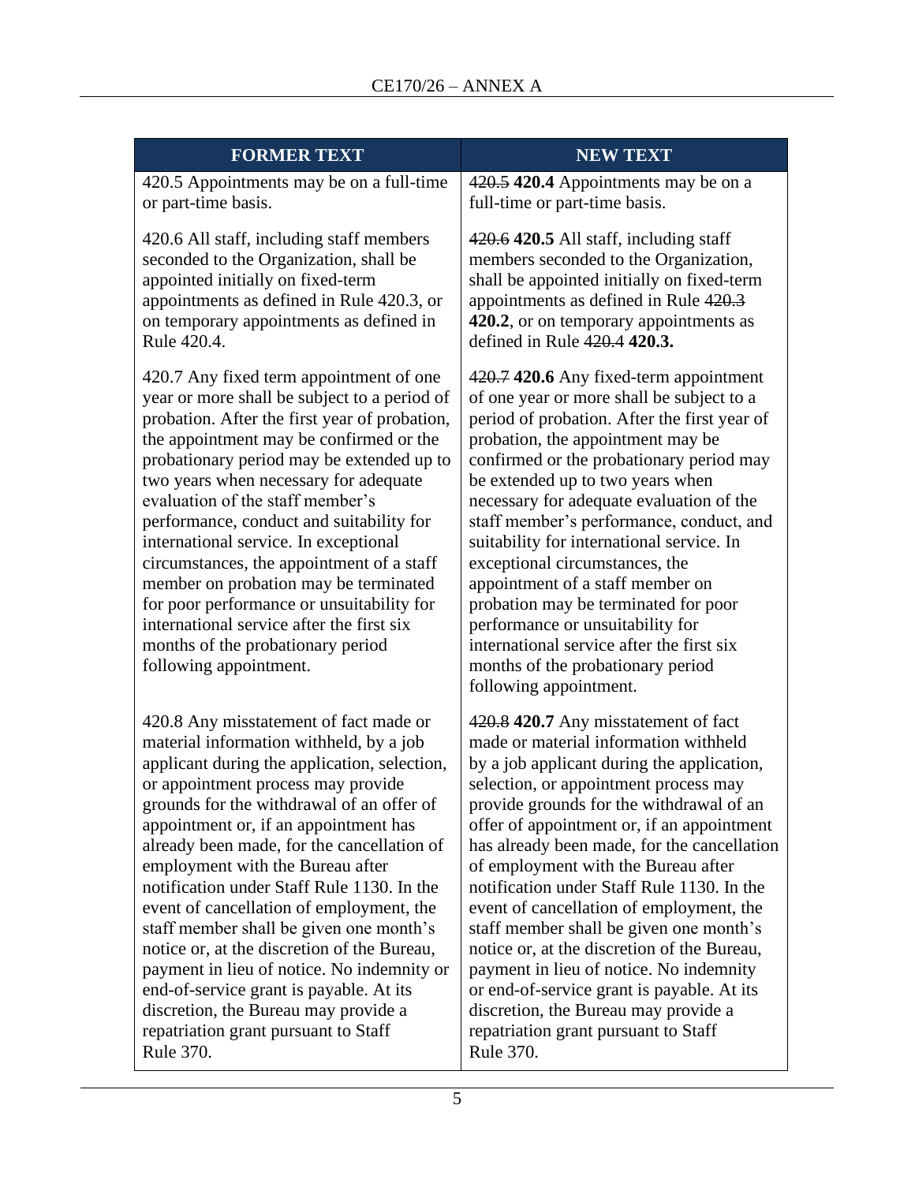| FORMER TEXT | NEW TEXT |
|---|---|
| 420.5 Appointments may be on a full-time or part-time basis. | ~~420.5~~ **420.4** Appointments may be on a full-time or part-time basis. |
| 420.6 All staff, including staff members seconded to the Organization, shall be appointed initially on fixed-term appointments as defined in Rule 420.3, or on temporary appointments as defined in Rule 420.4. | ~~420.6~~ **420.5** All staff, including staff members seconded to the Organization, shall be appointed initially on fixed-term appointments as defined in Rule ~~420.3~~ **420.2**, or on temporary appointments as defined in Rule ~~420.4~~ **420.3.** |
| 420.7 Any fixed term appointment of one year or more shall be subject to a period of probation. After the first year of probation, the appointment may be confirmed or the probationary period may be extended up to two years when necessary for adequate evaluation of the staff member's performance, conduct and suitability for international service. In exceptional circumstances, the appointment of a staff member on probation may be terminated for poor performance or unsuitability for international service after the first six months of the probationary period following appointment. | ~~420.7~~ **420.6** Any fixed-term appointment of one year or more shall be subject to a period of probation. After the first year of probation, the appointment may be confirmed or the probationary period may be extended up to two years when necessary for adequate evaluation of the staff member's performance, conduct, and suitability for international service. In exceptional circumstances, the appointment of a staff member on probation may be terminated for poor performance or unsuitability for international service after the first six months of the probationary period following appointment. |
| 420.8 Any misstatement of fact made or material information withheld, by a job applicant during the application, selection, or appointment process may provide grounds for the withdrawal of an offer of appointment or, if an appointment has already been made, for the cancellation of employment with the Bureau after notification under Staff Rule 1130. In the event of cancellation of employment, the staff member shall be given one month's notice or, at the discretion of the Bureau, payment in lieu of notice. No indemnity or end-of-service grant is payable. At its discretion, the Bureau may provide a repatriation grant pursuant to Staff Rule 370. | ~~420.8~~ **420.7** Any misstatement of fact made or material information withheld by a job applicant during the application, selection, or appointment process may provide grounds for the withdrawal of an offer of appointment or, if an appointment has already been made, for the cancellation of employment with the Bureau after notification under Staff Rule 1130. In the event of cancellation of employment, the staff member shall be given one month's notice or, at the discretion of the Bureau, payment in lieu of notice. No indemnity or end-of-service grant is payable. At its discretion, the Bureau may provide a repatriation grant pursuant to Staff Rule 370. |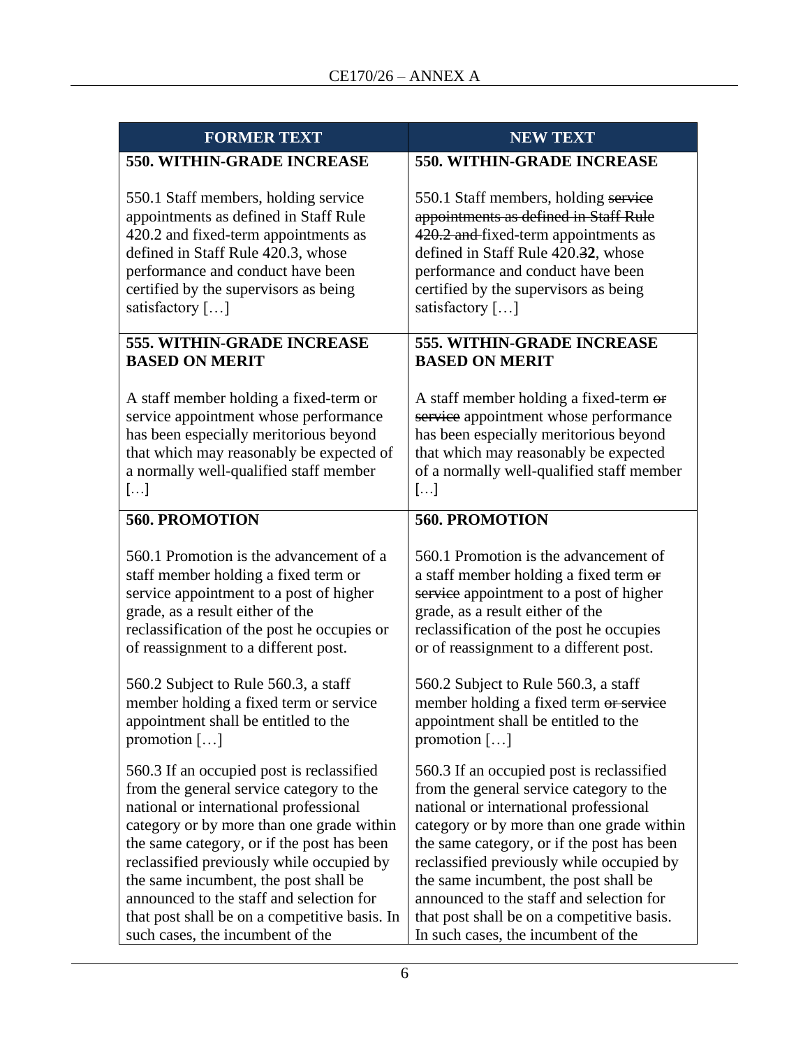| FORMER TEXT | NEW TEXT |
| --- | --- |
| **550. WITHIN-GRADE INCREASE**<br><br>550.1 Staff members, holding service appointments as defined in Staff Rule 420.2 and fixed-term appointments as defined in Staff Rule 420.3, whose performance and conduct have been certified by the supervisors as being satisfactory […] | **550. WITHIN-GRADE INCREASE**<br><br>550.1 Staff members, holding ~~service appointments as defined in Staff Rule 420.2 and~~ fixed-term appointments as defined in Staff Rule 420.~~3~~**2**, whose performance and conduct have been certified by the supervisors as being satisfactory […] |
| **555. WITHIN-GRADE INCREASE BASED ON MERIT**<br><br>A staff member holding a fixed-term or service appointment whose performance has been especially meritorious beyond that which may reasonably be expected of a normally well-qualified staff member […] | **555. WITHIN-GRADE INCREASE BASED ON MERIT**<br><br>A staff member holding a fixed-term ~~or service~~ appointment whose performance has been especially meritorious beyond that which may reasonably be expected of a normally well-qualified staff member […] |
| **560. PROMOTION**<br><br>560.1 Promotion is the advancement of a staff member holding a fixed term or service appointment to a post of higher grade, as a result either of the reclassification of the post he occupies or of reassignment to a different post.<br><br>560.2 Subject to Rule 560.3, a staff member holding a fixed term or service appointment shall be entitled to the promotion […]<br><br>560.3 If an occupied post is reclassified from the general service category to the national or international professional category or by more than one grade within the same category, or if the post has been reclassified previously while occupied by the same incumbent, the post shall be announced to the staff and selection for that post shall be on a competitive basis. In such cases, the incumbent of the | **560. PROMOTION**<br><br>560.1 Promotion is the advancement of a staff member holding a fixed term ~~or service~~ appointment to a post of higher grade, as a result either of the reclassification of the post he occupies or of reassignment to a different post.<br><br>560.2 Subject to Rule 560.3, a staff member holding a fixed term ~~or service~~ appointment shall be entitled to the promotion […]<br><br>560.3 If an occupied post is reclassified from the general service category to the national or international professional category or by more than one grade within the same category, or if the post has been reclassified previously while occupied by the same incumbent, the post shall be announced to the staff and selection for that post shall be on a competitive basis. In such cases, the incumbent of the |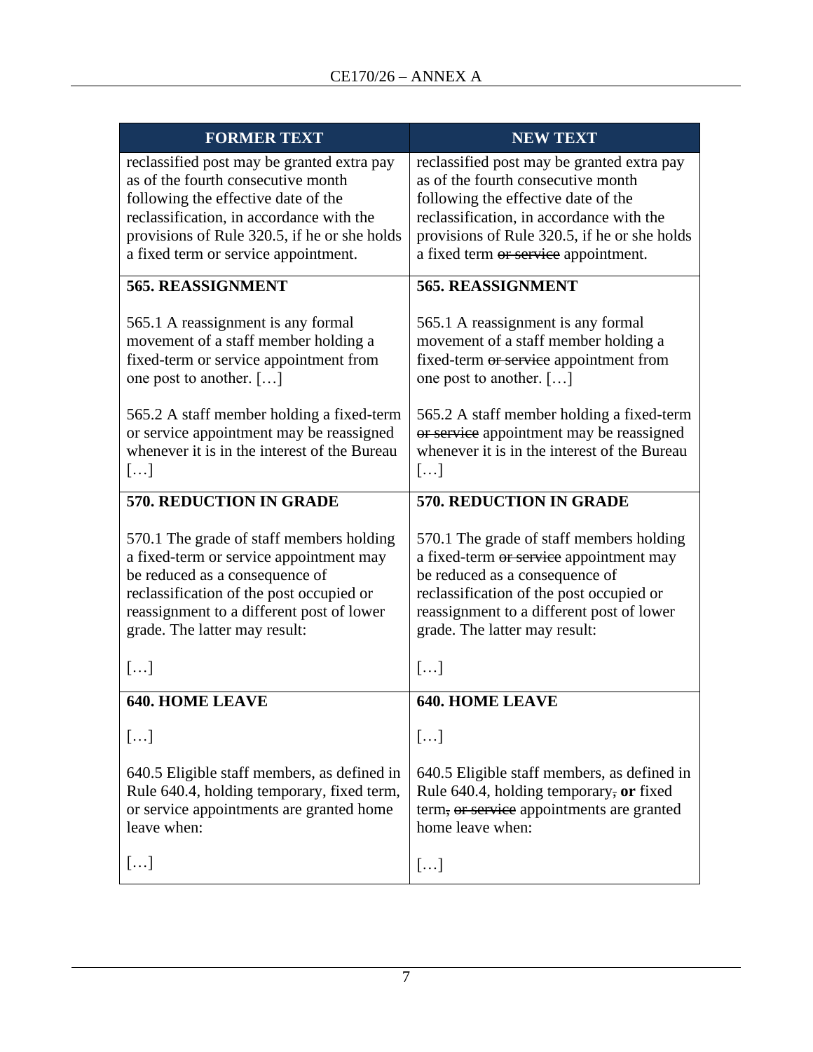| FORMER TEXT | NEW TEXT |
|---|---|
| reclassified post may be granted extra pay as of the fourth consecutive month following the effective date of the reclassification, in accordance with the provisions of Rule 320.5, if he or she holds a fixed term or service appointment. | reclassified post may be granted extra pay as of the fourth consecutive month following the effective date of the reclassification, in accordance with the provisions of Rule 320.5, if he or she holds a fixed term ~~or service~~ appointment. |
| **565. REASSIGNMENT**<br><br>565.1 A reassignment is any formal movement of a staff member holding a fixed-term or service appointment from one post to another. […]<br><br>565.2 A staff member holding a fixed-term or service appointment may be reassigned whenever it is in the interest of the Bureau […] | **565. REASSIGNMENT**<br><br>565.1 A reassignment is any formal movement of a staff member holding a fixed-term ~~or service~~ appointment from one post to another. […]<br><br>565.2 A staff member holding a fixed-term ~~or service~~ appointment may be reassigned whenever it is in the interest of the Bureau […] |
| **570. REDUCTION IN GRADE**<br><br>570.1 The grade of staff members holding a fixed-term or service appointment may be reduced as a consequence of reclassification of the post occupied or reassignment to a different post of lower grade. The latter may result:<br><br>[…] | **570. REDUCTION IN GRADE**<br><br>570.1 The grade of staff members holding a fixed-term ~~or service~~ appointment may be reduced as a consequence of reclassification of the post occupied or reassignment to a different post of lower grade. The latter may result:<br><br>[…] |
| **640. HOME LEAVE**<br><br>[…]<br><br>640.5 Eligible staff members, as defined in Rule 640.4, holding temporary, fixed term, or service appointments are granted home leave when:<br><br>[…] | **640. HOME LEAVE**<br><br>[…]<br><br>640.5 Eligible staff members, as defined in Rule 640.4, holding temporary~~,~~ **or** fixed term~~,~~ ~~or service~~ appointments are granted home leave when:<br><br>[…] |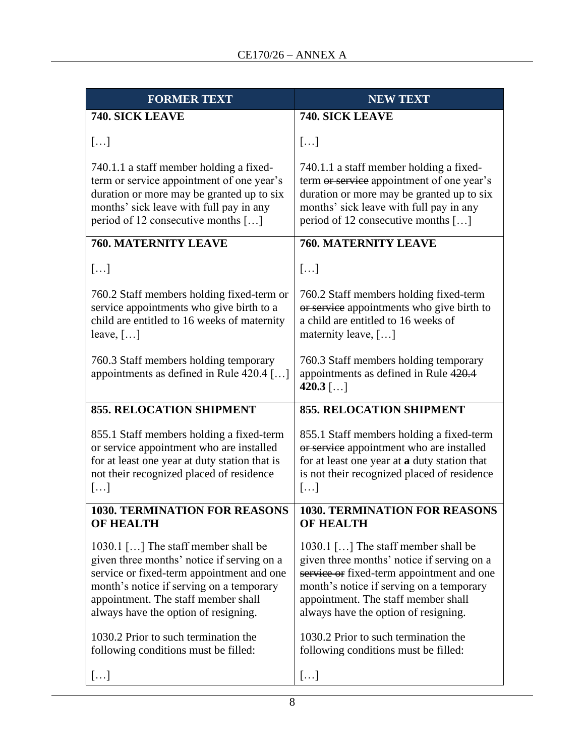| FORMER TEXT | NEW TEXT |
|---|---|
| **740. SICK LEAVE**<br><br>[…]<br><br>740.1.1 a staff member holding a fixed-term or service appointment of one year's duration or more may be granted up to six months' sick leave with full pay in any period of 12 consecutive months […] | **740. SICK LEAVE**<br><br>[…]<br><br>740.1.1 a staff member holding a fixed-term ~~or service~~ appointment of one year's duration or more may be granted up to six months' sick leave with full pay in any period of 12 consecutive months […] |
| **760. MATERNITY LEAVE**<br><br>[…]<br><br>760.2 Staff members holding fixed-term or service appointments who give birth to a child are entitled to 16 weeks of maternity leave, […]<br><br>760.3 Staff members holding temporary appointments as defined in Rule 420.4 […] | **760. MATERNITY LEAVE**<br><br>[…]<br><br>760.2 Staff members holding fixed-term ~~or service~~ appointments who give birth to a child are entitled to 16 weeks of maternity leave, […]<br><br>760.3 Staff members holding temporary appointments as defined in Rule ~~420.4~~ **420.3** […] |
| **855. RELOCATION SHIPMENT**<br><br>855.1 Staff members holding a fixed-term or service appointment who are installed for at least one year at duty station that is not their recognized placed of residence […] | **855. RELOCATION SHIPMENT**<br><br>855.1 Staff members holding a fixed-term ~~or service~~ appointment who are installed for at least one year at **a** duty station that is not their recognized placed of residence […] |
| **1030. TERMINATION FOR REASONS OF HEALTH**<br><br>1030.1 […] The staff member shall be given three months' notice if serving on a service or fixed-term appointment and one month's notice if serving on a temporary appointment. The staff member shall always have the option of resigning.<br><br>1030.2 Prior to such termination the following conditions must be filled:<br><br>[…] | **1030. TERMINATION FOR REASONS OF HEALTH**<br><br>1030.1 […] The staff member shall be given three months' notice if serving on a ~~service or~~ fixed-term appointment and one month's notice if serving on a temporary appointment. The staff member shall always have the option of resigning.<br><br>1030.2 Prior to such termination the following conditions must be filled:<br><br>[…] |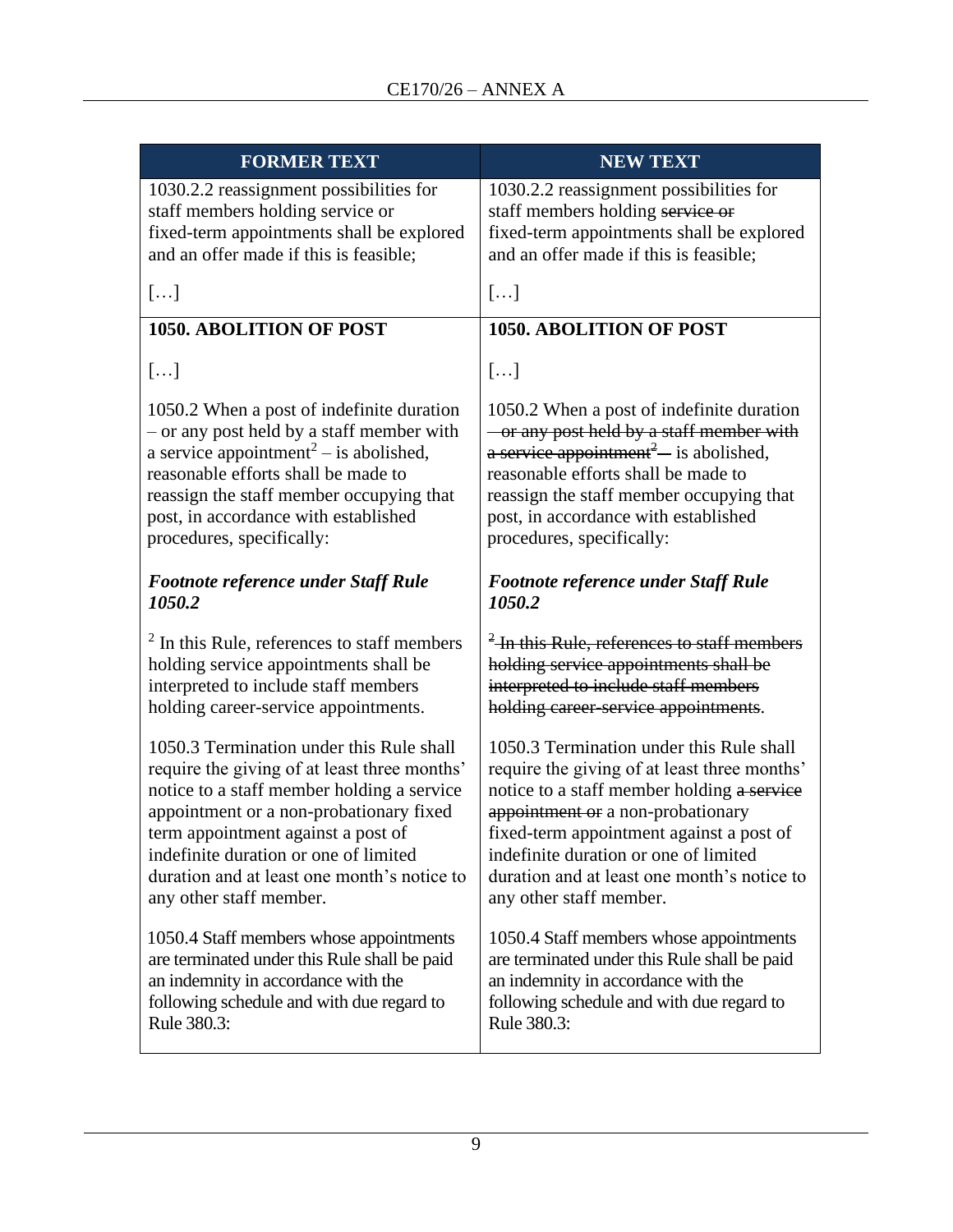| FORMER TEXT | NEW TEXT |
| --- | --- |
| 1030.2.2 reassignment possibilities for staff members holding service or fixed-term appointments shall be explored and an offer made if this is feasible;<br><br>[…] | 1030.2.2 reassignment possibilities for staff members holding ~~service or~~ fixed-term appointments shall be explored and an offer made if this is feasible;<br><br>[…] |
| **1050. ABOLITION OF POST**<br><br>[…]<br><br>1050.2 When a post of indefinite duration – or any post held by a staff member with a service appointment[2] – is abolished, reasonable efforts shall be made to reassign the staff member occupying that post, in accordance with established procedures, specifically:<br><br>***Footnote reference under Staff Rule 1050.2***<br><br>[2] In this Rule, references to staff members holding service appointments shall be interpreted to include staff members holding career-service appointments.<br><br>1050.3 Termination under this Rule shall require the giving of at least three months' notice to a staff member holding a service appointment or a non-probationary fixed term appointment against a post of indefinite duration or one of limited duration and at least one month's notice to any other staff member.<br><br>1050.4 Staff members whose appointments are terminated under this Rule shall be paid an indemnity in accordance with the following schedule and with due regard to Rule 380.3: | **1050. ABOLITION OF POST**<br><br>[…]<br><br>1050.2 When a post of indefinite duration ~~– or any post held by a staff member with a service appointment[2] –~~ is abolished, reasonable efforts shall be made to reassign the staff member occupying that post, in accordance with established procedures, specifically:<br><br>***Footnote reference under Staff Rule 1050.2***<br><br>~~[2] In this Rule, references to staff members holding service appointments shall be interpreted to include staff members holding career-service appointments~~.<br><br>1050.3 Termination under this Rule shall require the giving of at least three months' notice to a staff member holding ~~a service appointment or~~ a non-probationary fixed-term appointment against a post of indefinite duration or one of limited duration and at least one month's notice to any other staff member.<br><br>1050.4 Staff members whose appointments are terminated under this Rule shall be paid an indemnity in accordance with the following schedule and with due regard to Rule 380.3: |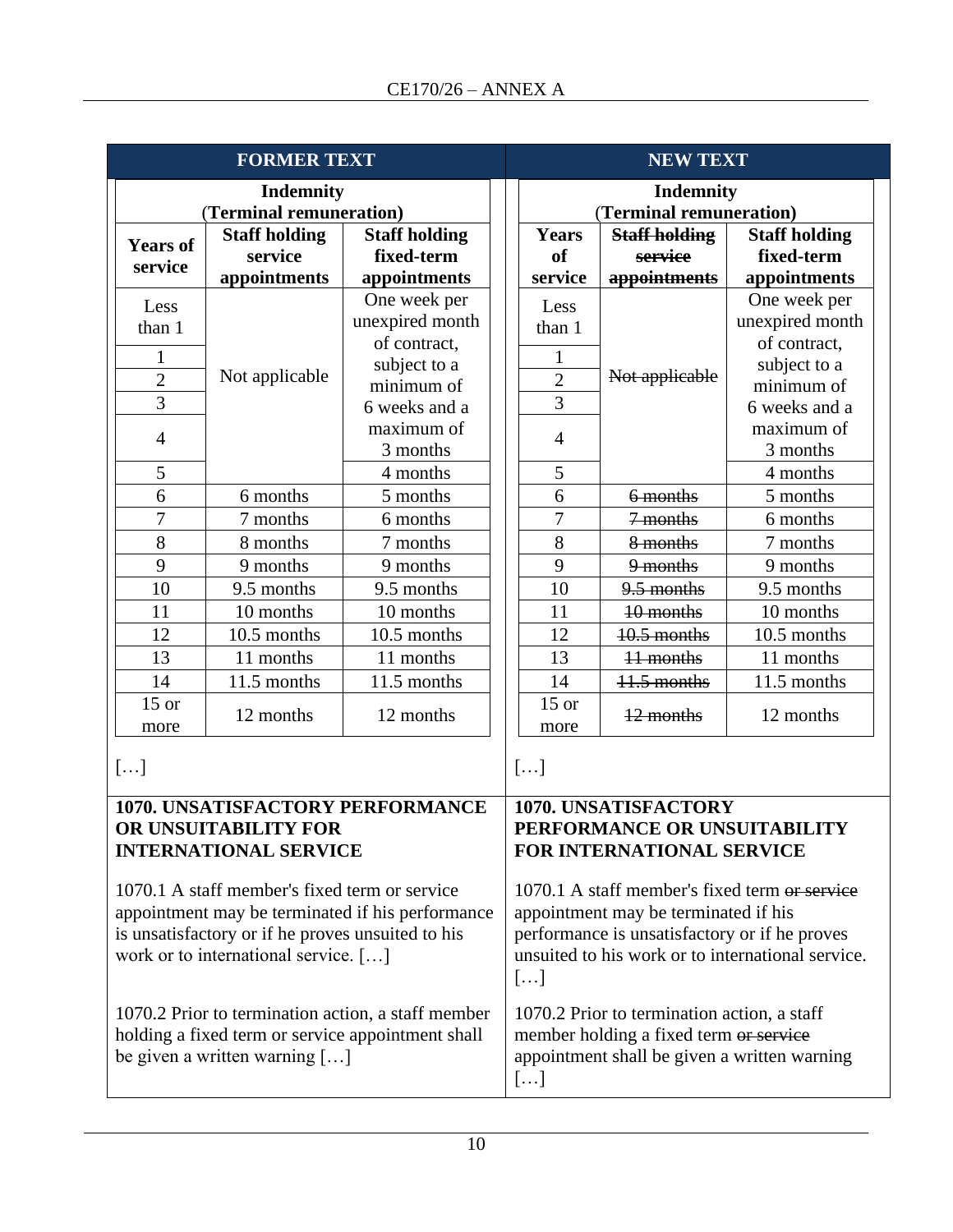| FORMER TEXT | NEW TEXT |
|---|---|
| **Indemnity (Terminal remuneration)** | **Indemnity (Terminal remuneration)** |

**FORMER TEXT**

| Years of service | Staff holding service appointments | Staff holding fixed-term appointments |
|---|---|---|
| Less than 1 | Not applicable | One week per unexpired month of contract, subject to a minimum of 6 weeks and a maximum of 3 months |
| 1 | | |
| 2 | | |
| 3 | | |
| 4 | | |
| 5 | | 4 months |
| 6 | 6 months | 5 months |
| 7 | 7 months | 6 months |
| 8 | 8 months | 7 months |
| 9 | 9 months | 9 months |
| 10 | 9.5 months | 9.5 months |
| 11 | 10 months | 10 months |
| 12 | 10.5 months | 10.5 months |
| 13 | 11 months | 11 months |
| 14 | 11.5 months | 11.5 months |
| 15 or more | 12 months | 12 months |

[…]

**NEW TEXT**

| Years of service | ~~Staff holding service appointments~~ | Staff holding fixed-term appointments |
|---|---|---|
| Less than 1 | ~~Not applicable~~ | One week per unexpired month of contract, subject to a minimum of 6 weeks and a maximum of 3 months |
| 1 | | |
| 2 | | |
| 3 | | |
| 4 | | |
| 5 | | 4 months |
| 6 | ~~6 months~~ | 5 months |
| 7 | ~~7 months~~ | 6 months |
| 8 | ~~8 months~~ | 7 months |
| 9 | ~~9 months~~ | 9 months |
| 10 | ~~9.5 months~~ | 9.5 months |
| 11 | ~~10 months~~ | 10 months |
| 12 | ~~10.5 months~~ | 10.5 months |
| 13 | ~~11 months~~ | 11 months |
| 14 | ~~11.5 months~~ | 11.5 months |
| 15 or more | ~~12 months~~ | 12 months |

[…]

| FORMER TEXT | NEW TEXT |
|---|---|
| **1070. UNSATISFACTORY PERFORMANCE OR UNSUITABILITY FOR INTERNATIONAL SERVICE** | **1070. UNSATISFACTORY PERFORMANCE OR UNSUITABILITY FOR INTERNATIONAL SERVICE** |
| 1070.1 A staff member's fixed term or service appointment may be terminated if his performance is unsatisfactory or if he proves unsuited to his work or to international service. […] | 1070.1 A staff member's fixed term ~~or service~~ appointment may be terminated if his performance is unsatisfactory or if he proves unsuited to his work or to international service. […] |
| 1070.2 Prior to termination action, a staff member holding a fixed term or service appointment shall be given a written warning […] | 1070.2 Prior to termination action, a staff member holding a fixed term ~~or service~~ appointment shall be given a written warning […] |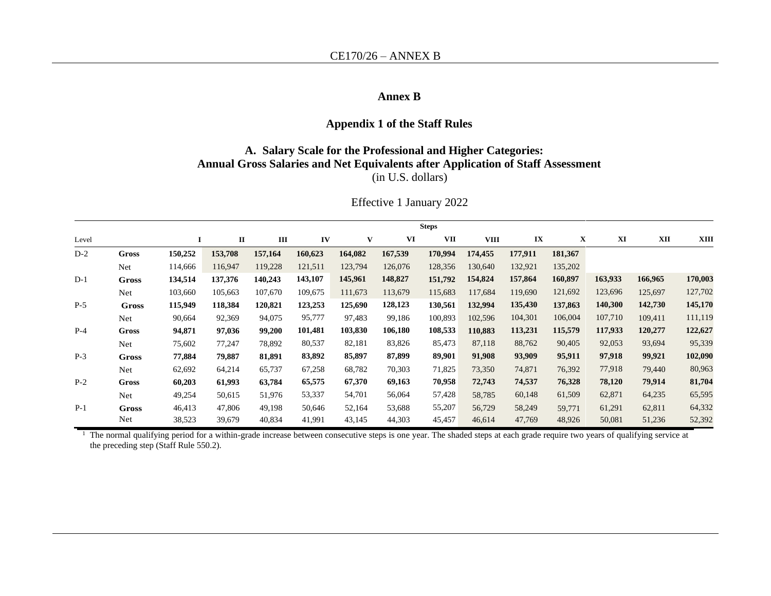## Annex B

### Appendix 1 of the Staff Rules

### A. Salary Scale for the Professional and Higher Categories: Annual Gross Salaries and Net Equivalents after Application of Staff Assessment

(in U.S. dollars)

Effective 1 January 2022

| | | Steps | | | | | | | | | | | | |
|---|---|---|---|---|---|---|---|---|---|---|---|---|---|---|
| Level | | I | II | III | IV | V | VI | VII | VIII | IX | X | XI | XII | XIII |
| D-2 | **Gross** | **150,252** | **153,708** | **157,164** | **160,623** | **164,082** | **167,539** | **170,994** | **174,455** | **177,911** | **181,367** | | | |
| | Net | 114,666 | 116,947 | 119,228 | 121,511 | 123,794 | 126,076 | 128,356 | 130,640 | 132,921 | 135,202 | | | |
| D-1 | **Gross** | **134,514** | **137,376** | **140,243** | **143,107** | **145,961** | **148,827** | **151,792** | **154,824** | **157,864** | **160,897** | **163,933** | **166,965** | **170,003** |
| | Net | 103,660 | 105,663 | 107,670 | 109,675 | 111,673 | 113,679 | 115,683 | 117,684 | 119,690 | 121,692 | 123,696 | 125,697 | 127,702 |
| P-5 | **Gross** | **115,949** | **118,384** | **120,821** | **123,253** | **125,690** | **128,123** | **130,561** | **132,994** | **135,430** | **137,863** | **140,300** | **142,730** | **145,170** |
| | Net | 90,664 | 92,369 | 94,075 | 95,777 | 97,483 | 99,186 | 100,893 | 102,596 | 104,301 | 106,004 | 107,710 | 109,411 | 111,119 |
| P-4 | **Gross** | **94,871** | **97,036** | **99,200** | **101,481** | **103,830** | **106,180** | **108,533** | **110,883** | **113,231** | **115,579** | **117,933** | **120,277** | **122,627** |
| | Net | 75,602 | 77,247 | 78,892 | 80,537 | 82,181 | 83,826 | 85,473 | 87,118 | 88,762 | 90,405 | 92,053 | 93,694 | 95,339 |
| P-3 | **Gross** | **77,884** | **79,887** | **81,891** | **83,892** | **85,897** | **87,899** | **89,901** | **91,908** | **93,909** | **95,911** | **97,918** | **99,921** | **102,090** |
| | Net | 62,692 | 64,214 | 65,737 | 67,258 | 68,782 | 70,303 | 71,825 | 73,350 | 74,871 | 76,392 | 77,918 | 79,440 | 80,963 |
| P-2 | **Gross** | **60,203** | **61,993** | **63,784** | **65,575** | **67,370** | **69,163** | **70,958** | **72,743** | **74,537** | **76,328** | **78,120** | **79,914** | **81,704** |
| | Net | 49,254 | 50,615 | 51,976 | 53,337 | 54,701 | 56,064 | 57,428 | 58,785 | 60,148 | 61,509 | 62,871 | 64,235 | 65,595 |
| P-1 | **Gross** | 46,413 | 47,806 | 49,198 | 50,646 | 52,164 | 53,688 | 55,207 | 56,729 | 58,249 | 59,771 | 61,291 | 62,811 | 64,332 |
| | Net | 38,523 | 39,679 | 40,834 | 41,991 | 43,145 | 44,303 | 45,457 | 46,614 | 47,769 | 48,926 | 50,081 | 51,236 | 52,392 |

[1] The normal qualifying period for a within-grade increase between consecutive steps is one year. The shaded steps at each grade require two years of qualifying service at the preceding step (Staff Rule 550.2).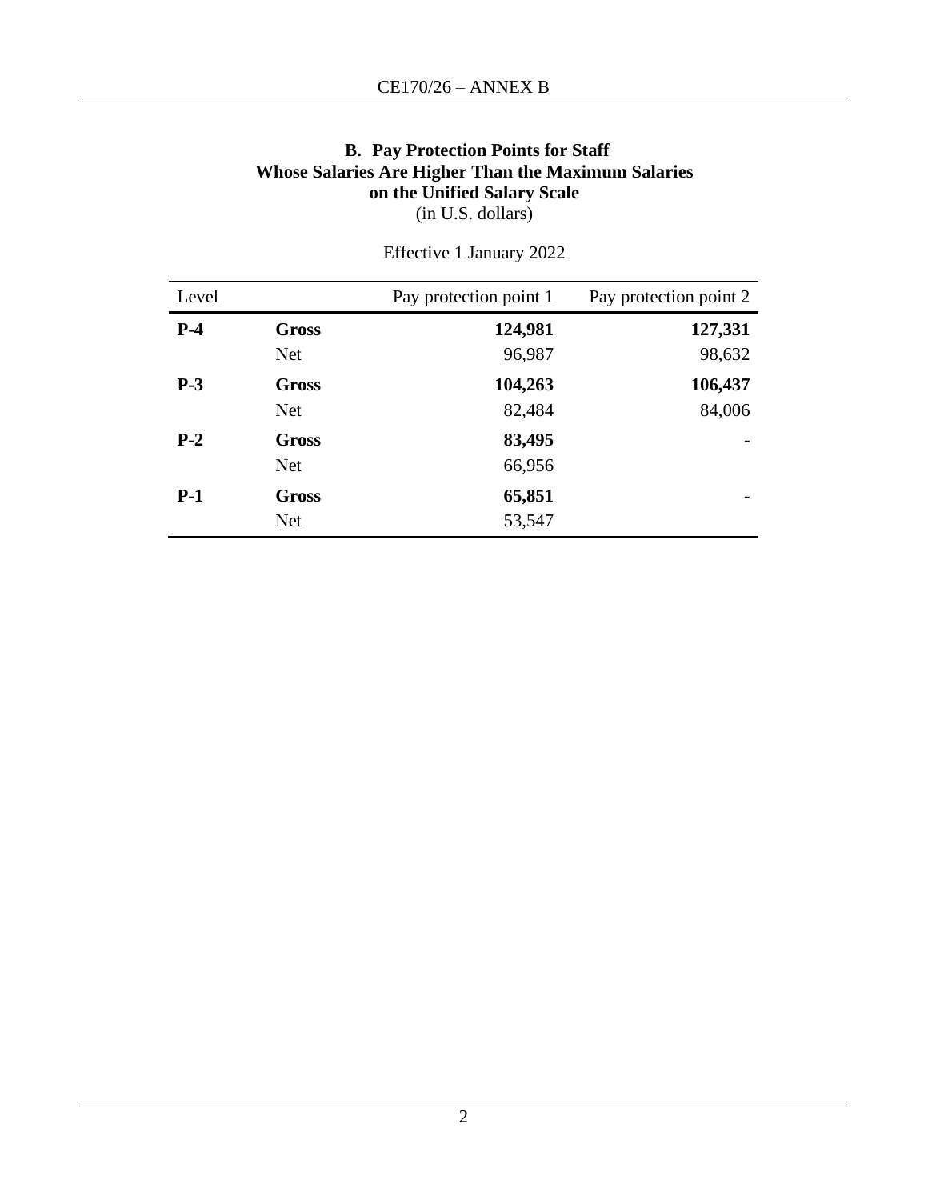### B. Pay Protection Points for Staff Whose Salaries Are Higher Than the Maximum Salaries on the Unified Salary Scale

(in U.S. dollars)

Effective 1 January 2022

| Level | | Pay protection point 1 | Pay protection point 2 |
|---|---|---|---|
| **P-4** | **Gross** | **124,981** | **127,331** |
| | Net | 96,987 | 98,632 |
| **P-3** | **Gross** | **104,263** | **106,437** |
| | Net | 82,484 | 84,006 |
| **P-2** | **Gross** | **83,495** | - |
| | Net | 66,956 | |
| **P-1** | **Gross** | **65,851** | - |
| | Net | 53,547 | |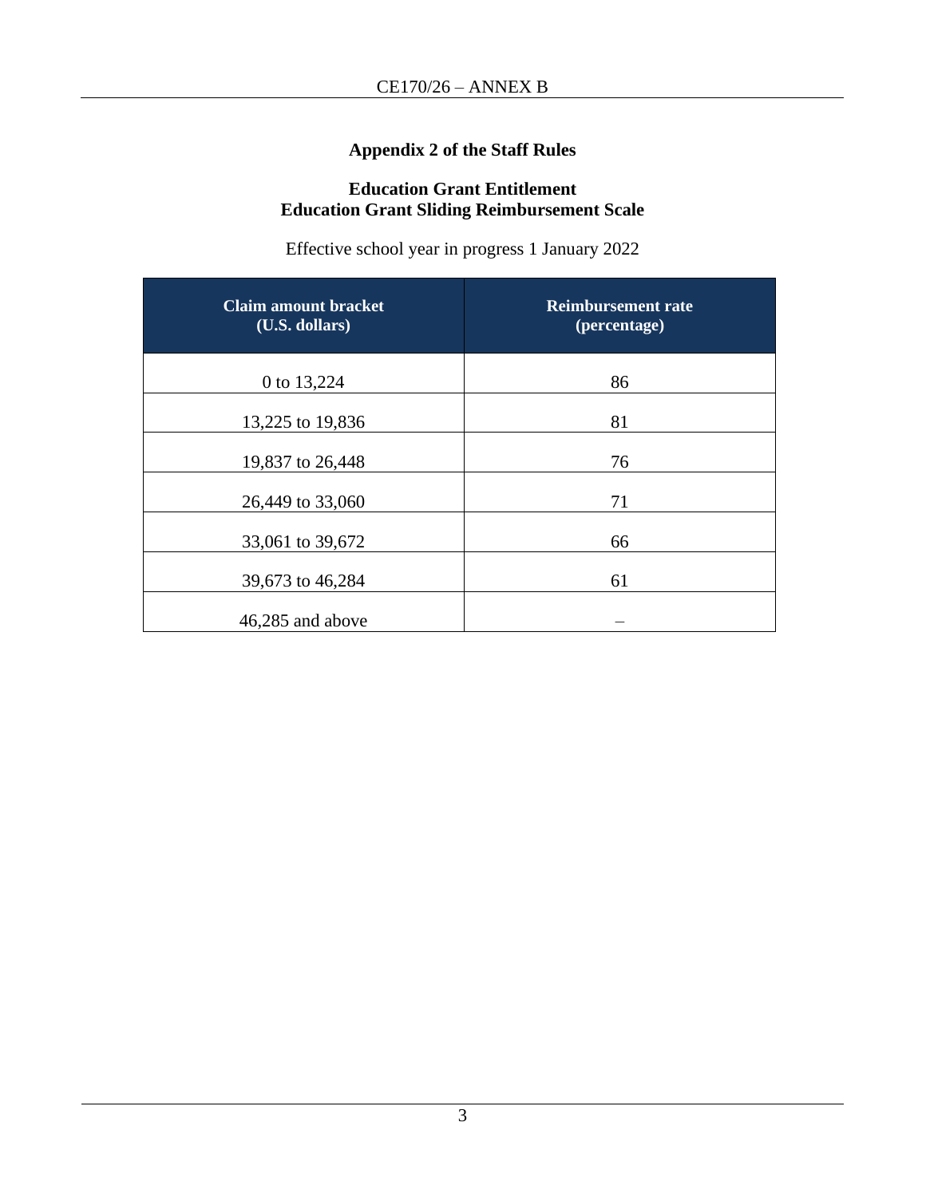## Appendix 2 of the Staff Rules

### Education Grant Entitlement
### Education Grant Sliding Reimbursement Scale

Effective school year in progress 1 January 2022

| Claim amount bracket (U.S. dollars) | Reimbursement rate (percentage) |
|---|---|
| 0 to 13,224 | 86 |
| 13,225 to 19,836 | 81 |
| 19,837 to 26,448 | 76 |
| 26,449 to 33,060 | 71 |
| 33,061 to 39,672 | 66 |
| 39,673 to 46,284 | 61 |
| 46,285 and above | – |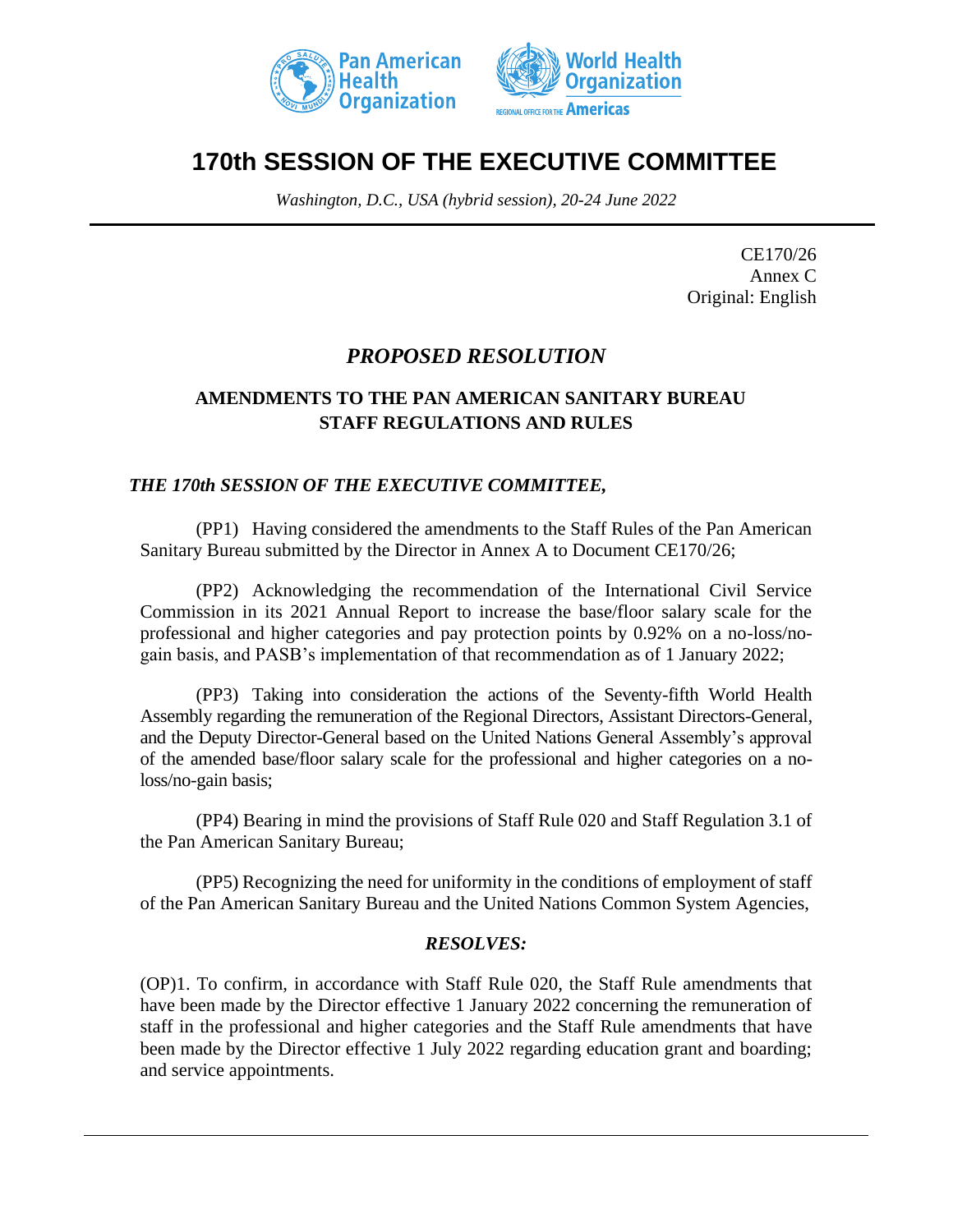# 170th SESSION OF THE EXECUTIVE COMMITTEE

*Washington, D.C., USA (hybrid session), 20-24 June 2022*

CE170/26
Annex C
Original: English

## *PROPOSED RESOLUTION*

### AMENDMENTS TO THE PAN AMERICAN SANITARY BUREAU STAFF REGULATIONS AND RULES

***THE 170th SESSION OF THE EXECUTIVE COMMITTEE,***

(PP1) Having considered the amendments to the Staff Rules of the Pan American Sanitary Bureau submitted by the Director in Annex A to Document CE170/26;

(PP2) Acknowledging the recommendation of the International Civil Service Commission in its 2021 Annual Report to increase the base/floor salary scale for the professional and higher categories and pay protection points by 0.92% on a no-loss/no-gain basis, and PASB's implementation of that recommendation as of 1 January 2022;

(PP3) Taking into consideration the actions of the Seventy-fifth World Health Assembly regarding the remuneration of the Regional Directors, Assistant Directors-General, and the Deputy Director-General based on the United Nations General Assembly's approval of the amended base/floor salary scale for the professional and higher categories on a no-loss/no-gain basis;

(PP4) Bearing in mind the provisions of Staff Rule 020 and Staff Regulation 3.1 of the Pan American Sanitary Bureau;

(PP5) Recognizing the need for uniformity in the conditions of employment of staff of the Pan American Sanitary Bureau and the United Nations Common System Agencies,

***RESOLVES:***

(OP)1. To confirm, in accordance with Staff Rule 020, the Staff Rule amendments that have been made by the Director effective 1 January 2022 concerning the remuneration of staff in the professional and higher categories and the Staff Rule amendments that have been made by the Director effective 1 July 2022 regarding education grant and boarding; and service appointments.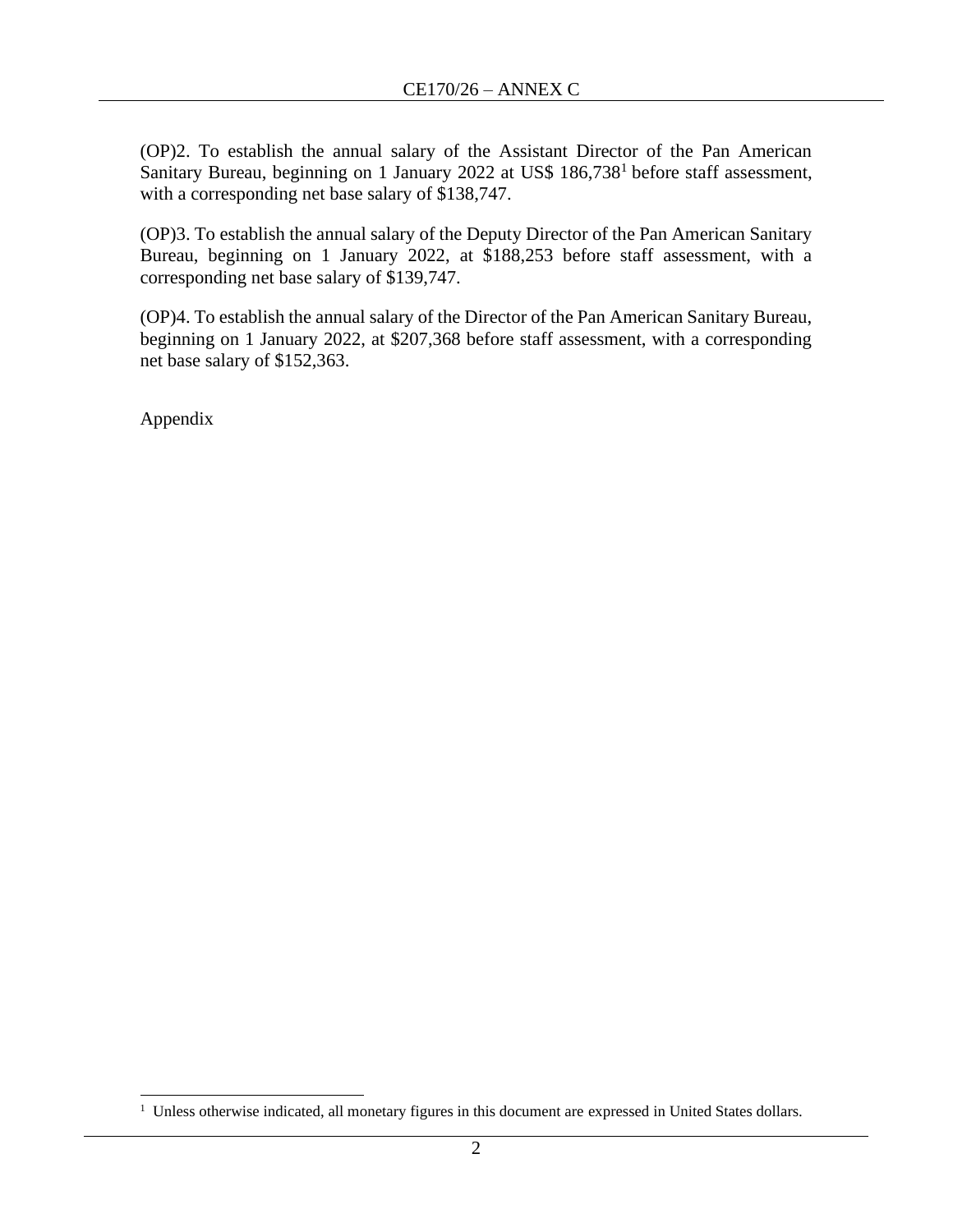(OP)2. To establish the annual salary of the Assistant Director of the Pan American Sanitary Bureau, beginning on 1 January 2022 at US$ 186,738[1] before staff assessment, with a corresponding net base salary of $138,747.

(OP)3. To establish the annual salary of the Deputy Director of the Pan American Sanitary Bureau, beginning on 1 January 2022, at $188,253 before staff assessment, with a corresponding net base salary of $139,747.

(OP)4. To establish the annual salary of the Director of the Pan American Sanitary Bureau, beginning on 1 January 2022, at $207,368 before staff assessment, with a corresponding net base salary of $152,363.

Appendix

[1] Unless otherwise indicated, all monetary figures in this document are expressed in United States dollars.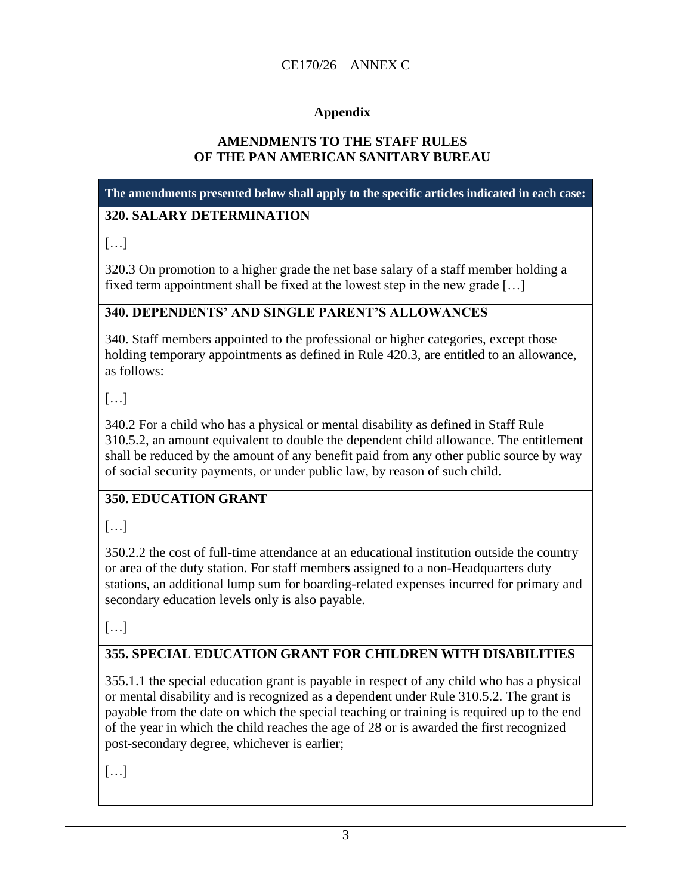## Appendix

### AMENDMENTS TO THE STAFF RULES OF THE PAN AMERICAN SANITARY BUREAU

**The amendments presented below shall apply to the specific articles indicated in each case:**

**320. SALARY DETERMINATION**

[…]

320.3 On promotion to a higher grade the net base salary of a staff member holding a fixed term appointment shall be fixed at the lowest step in the new grade […]

**340. DEPENDENTS' AND SINGLE PARENT'S ALLOWANCES**

340. Staff members appointed to the professional or higher categories, except those holding temporary appointments as defined in Rule 420.3, are entitled to an allowance, as follows:

[…]

340.2 For a child who has a physical or mental disability as defined in Staff Rule 310.5.2, an amount equivalent to double the dependent child allowance. The entitlement shall be reduced by the amount of any benefit paid from any other public source by way of social security payments, or under public law, by reason of such child.

**350. EDUCATION GRANT**

[…]

350.2.2 the cost of full-time attendance at an educational institution outside the country or area of the duty station. For staff member**s** assigned to a non-Headquarters duty stations, an additional lump sum for boarding-related expenses incurred for primary and secondary education levels only is also payable.

[…]

**355. SPECIAL EDUCATION GRANT FOR CHILDREN WITH DISABILITIES**

355.1.1 the special education grant is payable in respect of any child who has a physical or mental disability and is recognized as a depend**e**nt under Rule 310.5.2. The grant is payable from the date on which the special teaching or training is required up to the end of the year in which the child reaches the age of 28 or is awarded the first recognized post-secondary degree, whichever is earlier;

[…]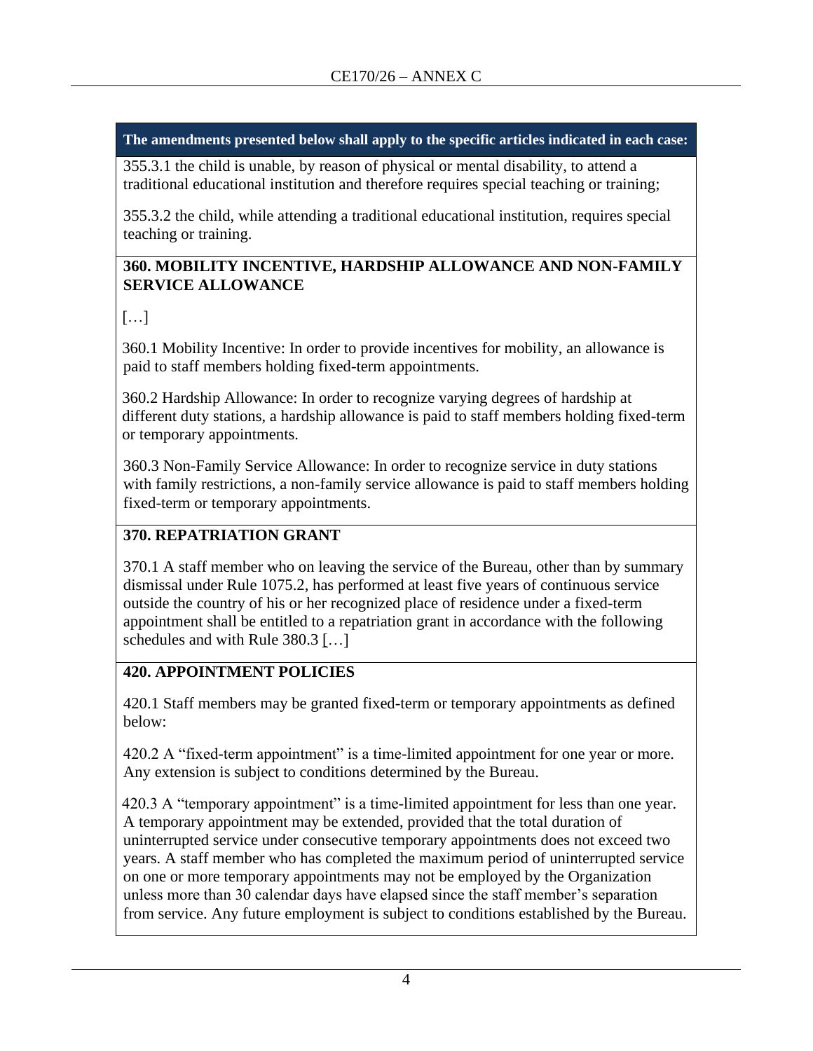**The amendments presented below shall apply to the specific articles indicated in each case:**

355.3.1 the child is unable, by reason of physical or mental disability, to attend a traditional educational institution and therefore requires special teaching or training;

355.3.2 the child, while attending a traditional educational institution, requires special teaching or training.

**360. MOBILITY INCENTIVE, HARDSHIP ALLOWANCE AND NON-FAMILY SERVICE ALLOWANCE**

[…]

360.1 Mobility Incentive: In order to provide incentives for mobility, an allowance is paid to staff members holding fixed-term appointments.

360.2 Hardship Allowance: In order to recognize varying degrees of hardship at different duty stations, a hardship allowance is paid to staff members holding fixed-term or temporary appointments.

360.3 Non-Family Service Allowance: In order to recognize service in duty stations with family restrictions, a non-family service allowance is paid to staff members holding fixed-term or temporary appointments.

**370. REPATRIATION GRANT**

370.1 A staff member who on leaving the service of the Bureau, other than by summary dismissal under Rule 1075.2, has performed at least five years of continuous service outside the country of his or her recognized place of residence under a fixed-term appointment shall be entitled to a repatriation grant in accordance with the following schedules and with Rule 380.3 […]

**420. APPOINTMENT POLICIES**

420.1 Staff members may be granted fixed-term or temporary appointments as defined below:

420.2 A "fixed-term appointment" is a time-limited appointment for one year or more. Any extension is subject to conditions determined by the Bureau.

420.3 A "temporary appointment" is a time-limited appointment for less than one year. A temporary appointment may be extended, provided that the total duration of uninterrupted service under consecutive temporary appointments does not exceed two years. A staff member who has completed the maximum period of uninterrupted service on one or more temporary appointments may not be employed by the Organization unless more than 30 calendar days have elapsed since the staff member's separation from service. Any future employment is subject to conditions established by the Bureau.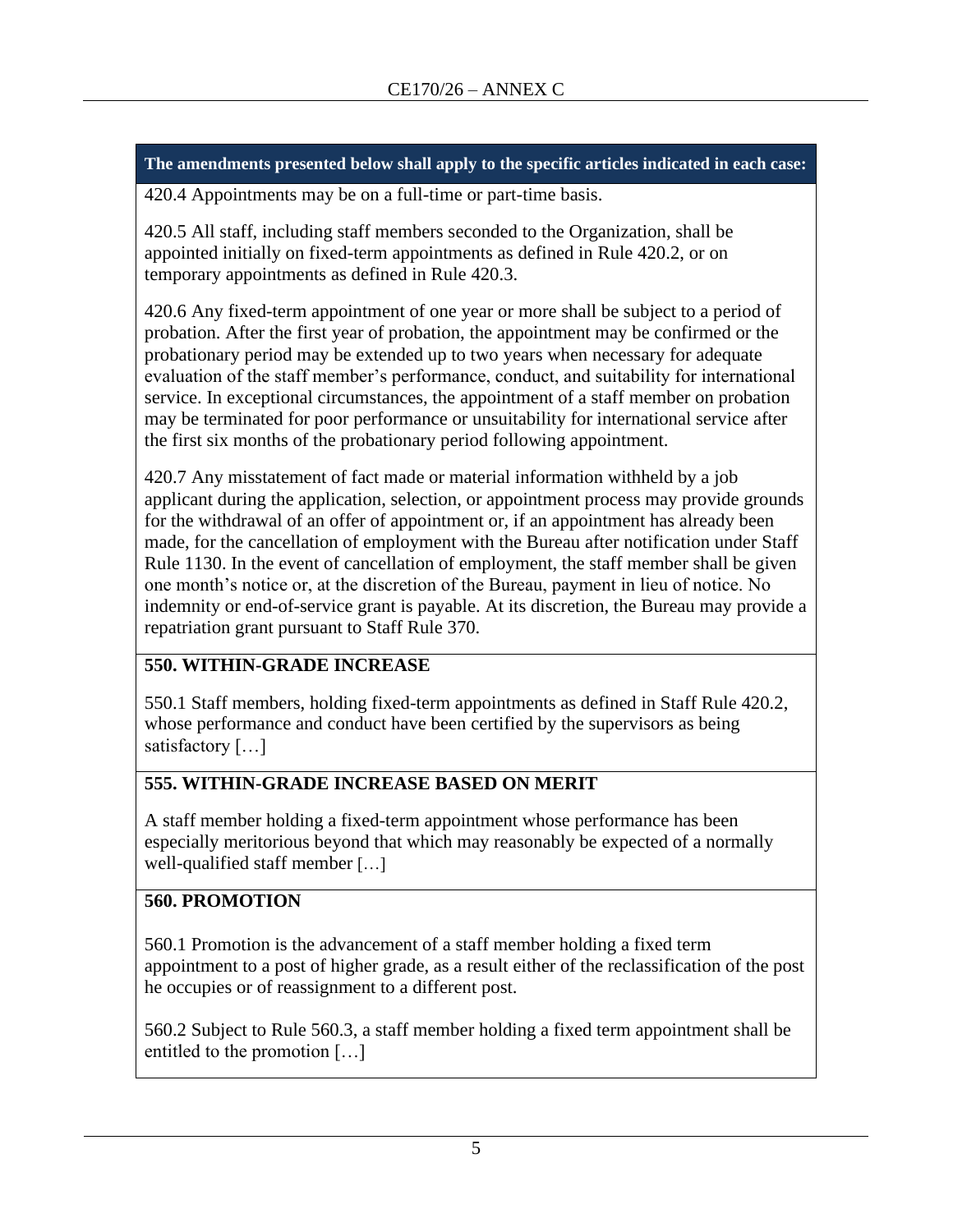**The amendments presented below shall apply to the specific articles indicated in each case:**

420.4 Appointments may be on a full-time or part-time basis.

420.5 All staff, including staff members seconded to the Organization, shall be appointed initially on fixed-term appointments as defined in Rule 420.2, or on temporary appointments as defined in Rule 420.3.

420.6 Any fixed-term appointment of one year or more shall be subject to a period of probation. After the first year of probation, the appointment may be confirmed or the probationary period may be extended up to two years when necessary for adequate evaluation of the staff member's performance, conduct, and suitability for international service. In exceptional circumstances, the appointment of a staff member on probation may be terminated for poor performance or unsuitability for international service after the first six months of the probationary period following appointment.

420.7 Any misstatement of fact made or material information withheld by a job applicant during the application, selection, or appointment process may provide grounds for the withdrawal of an offer of appointment or, if an appointment has already been made, for the cancellation of employment with the Bureau after notification under Staff Rule 1130. In the event of cancellation of employment, the staff member shall be given one month's notice or, at the discretion of the Bureau, payment in lieu of notice. No indemnity or end-of-service grant is payable. At its discretion, the Bureau may provide a repatriation grant pursuant to Staff Rule 370.

**550. WITHIN-GRADE INCREASE**

550.1 Staff members, holding fixed-term appointments as defined in Staff Rule 420.2, whose performance and conduct have been certified by the supervisors as being satisfactory […]

**555. WITHIN-GRADE INCREASE BASED ON MERIT**

A staff member holding a fixed-term appointment whose performance has been especially meritorious beyond that which may reasonably be expected of a normally well-qualified staff member […]

**560. PROMOTION**

560.1 Promotion is the advancement of a staff member holding a fixed term appointment to a post of higher grade, as a result either of the reclassification of the post he occupies or of reassignment to a different post.

560.2 Subject to Rule 560.3, a staff member holding a fixed term appointment shall be entitled to the promotion […]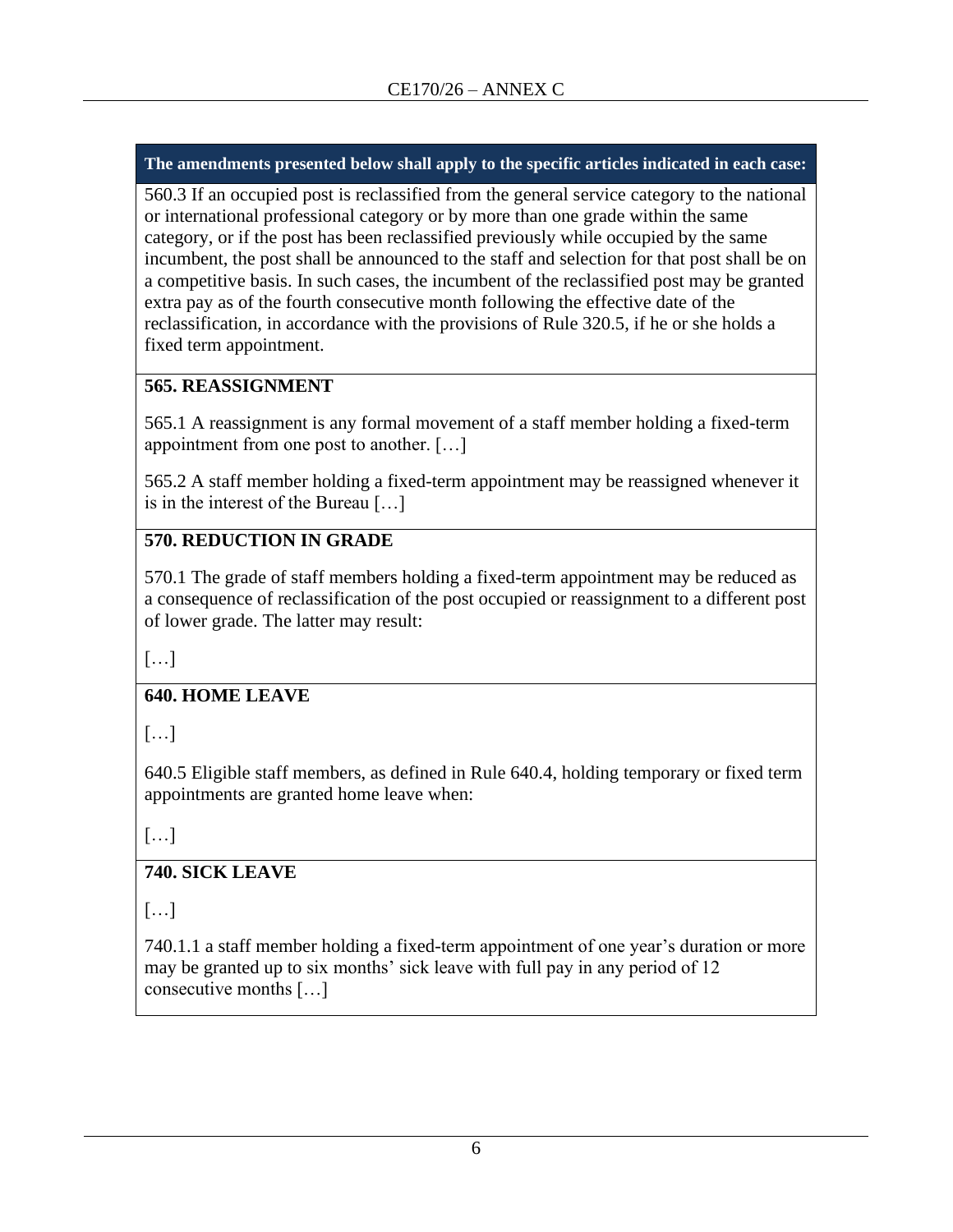**The amendments presented below shall apply to the specific articles indicated in each case:**

560.3 If an occupied post is reclassified from the general service category to the national or international professional category or by more than one grade within the same category, or if the post has been reclassified previously while occupied by the same incumbent, the post shall be announced to the staff and selection for that post shall be on a competitive basis. In such cases, the incumbent of the reclassified post may be granted extra pay as of the fourth consecutive month following the effective date of the reclassification, in accordance with the provisions of Rule 320.5, if he or she holds a fixed term appointment.

**565. REASSIGNMENT**

565.1 A reassignment is any formal movement of a staff member holding a fixed-term appointment from one post to another. […]

565.2 A staff member holding a fixed-term appointment may be reassigned whenever it is in the interest of the Bureau […]

**570. REDUCTION IN GRADE**

570.1 The grade of staff members holding a fixed-term appointment may be reduced as a consequence of reclassification of the post occupied or reassignment to a different post of lower grade. The latter may result:

[…]

**640. HOME LEAVE**

[…]

640.5 Eligible staff members, as defined in Rule 640.4, holding temporary or fixed term appointments are granted home leave when:

[…]

**740. SICK LEAVE**

[…]

740.1.1 a staff member holding a fixed-term appointment of one year's duration or more may be granted up to six months' sick leave with full pay in any period of 12 consecutive months […]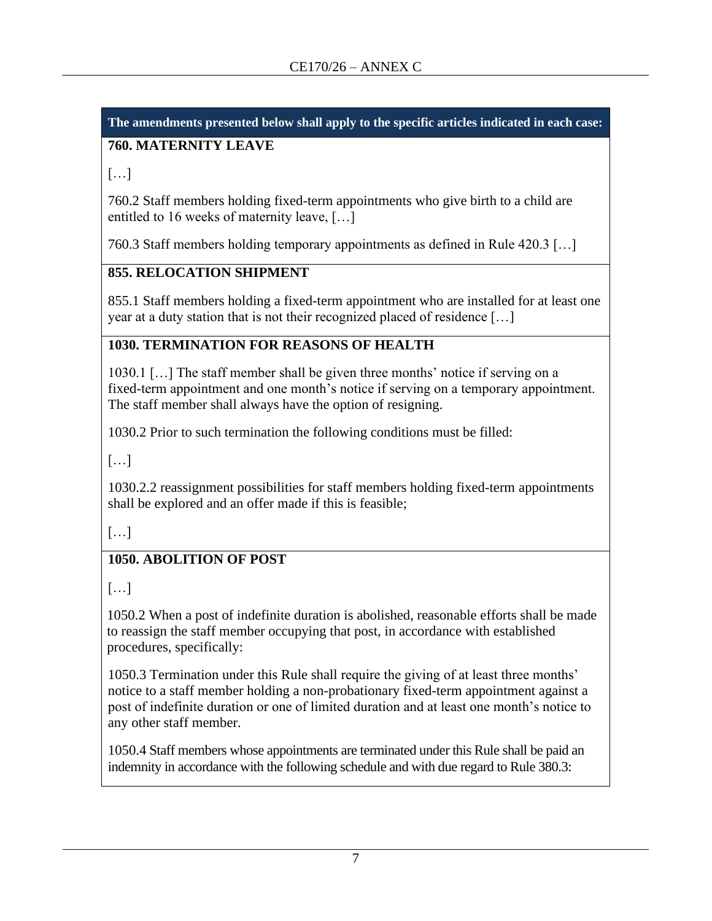**The amendments presented below shall apply to the specific articles indicated in each case:**

**760. MATERNITY LEAVE**

[…]

760.2 Staff members holding fixed-term appointments who give birth to a child are entitled to 16 weeks of maternity leave, […]

760.3 Staff members holding temporary appointments as defined in Rule 420.3 […]

**855. RELOCATION SHIPMENT**

855.1 Staff members holding a fixed-term appointment who are installed for at least one year at a duty station that is not their recognized placed of residence […]

**1030. TERMINATION FOR REASONS OF HEALTH**

1030.1 […] The staff member shall be given three months' notice if serving on a fixed-term appointment and one month's notice if serving on a temporary appointment. The staff member shall always have the option of resigning.

1030.2 Prior to such termination the following conditions must be filled:

[…]

1030.2.2 reassignment possibilities for staff members holding fixed-term appointments shall be explored and an offer made if this is feasible;

[…]

**1050. ABOLITION OF POST**

[…]

1050.2 When a post of indefinite duration is abolished, reasonable efforts shall be made to reassign the staff member occupying that post, in accordance with established procedures, specifically:

1050.3 Termination under this Rule shall require the giving of at least three months' notice to a staff member holding a non-probationary fixed-term appointment against a post of indefinite duration or one of limited duration and at least one month's notice to any other staff member.

1050.4 Staff members whose appointments are terminated under this Rule shall be paid an indemnity in accordance with the following schedule and with due regard to Rule 380.3: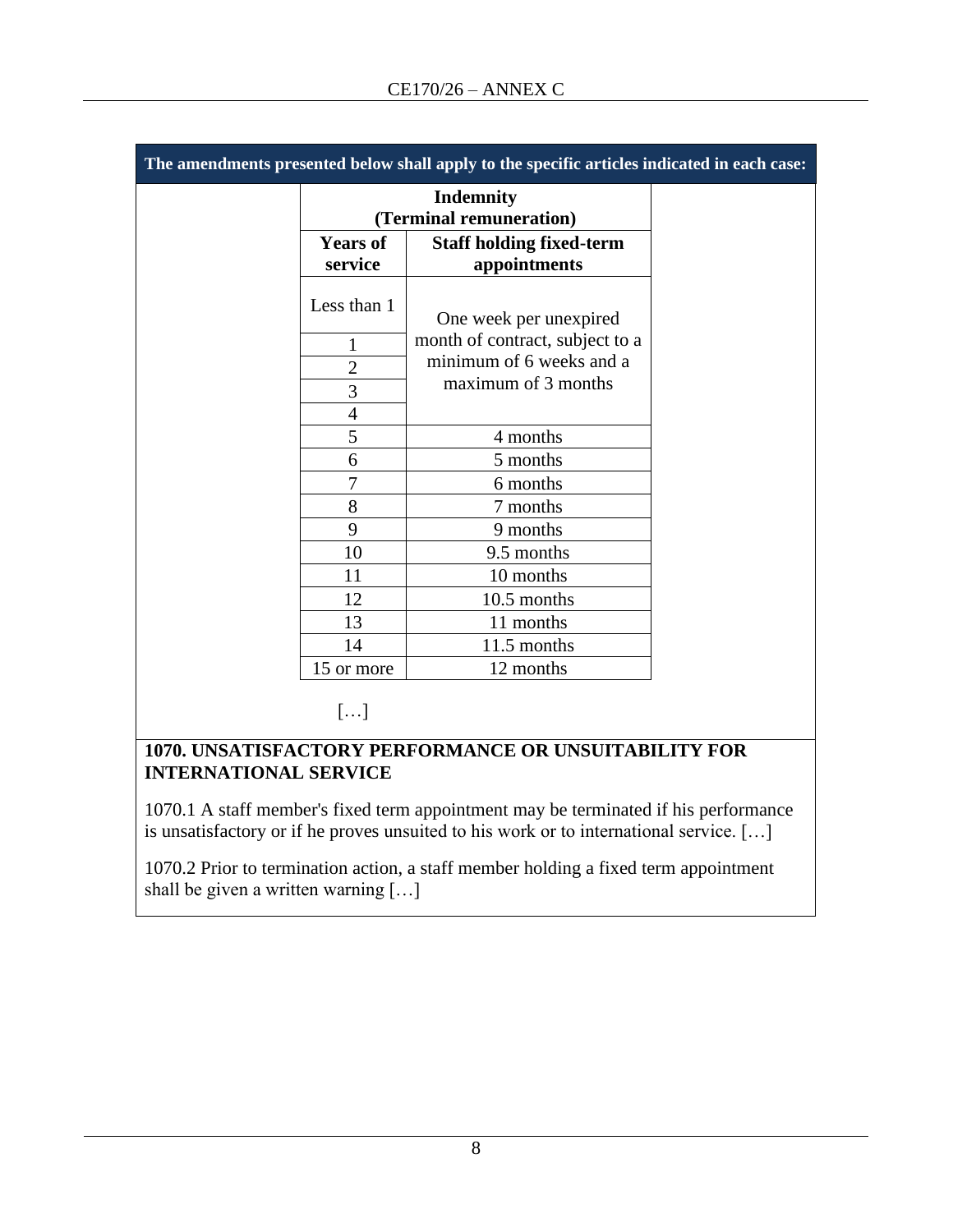**The amendments presented below shall apply to the specific articles indicated in each case:**

| **Indemnity (Terminal remuneration)** | |
|---|---|
| **Years of service** | **Staff holding fixed-term appointments** |
| Less than 1 | One week per unexpired month of contract, subject to a minimum of 6 weeks and a maximum of 3 months |
| 1 | |
| 2 | |
| 3 | |
| 4 | |
| 5 | 4 months |
| 6 | 5 months |
| 7 | 6 months |
| 8 | 7 months |
| 9 | 9 months |
| 10 | 9.5 months |
| 11 | 10 months |
| 12 | 10.5 months |
| 13 | 11 months |
| 14 | 11.5 months |
| 15 or more | 12 months |

[…]

**1070. UNSATISFACTORY PERFORMANCE OR UNSUITABILITY FOR INTERNATIONAL SERVICE**

1070.1 A staff member's fixed term appointment may be terminated if his performance is unsatisfactory or if he proves unsuited to his work or to international service. […]

1070.2 Prior to termination action, a staff member holding a fixed term appointment shall be given a written warning […]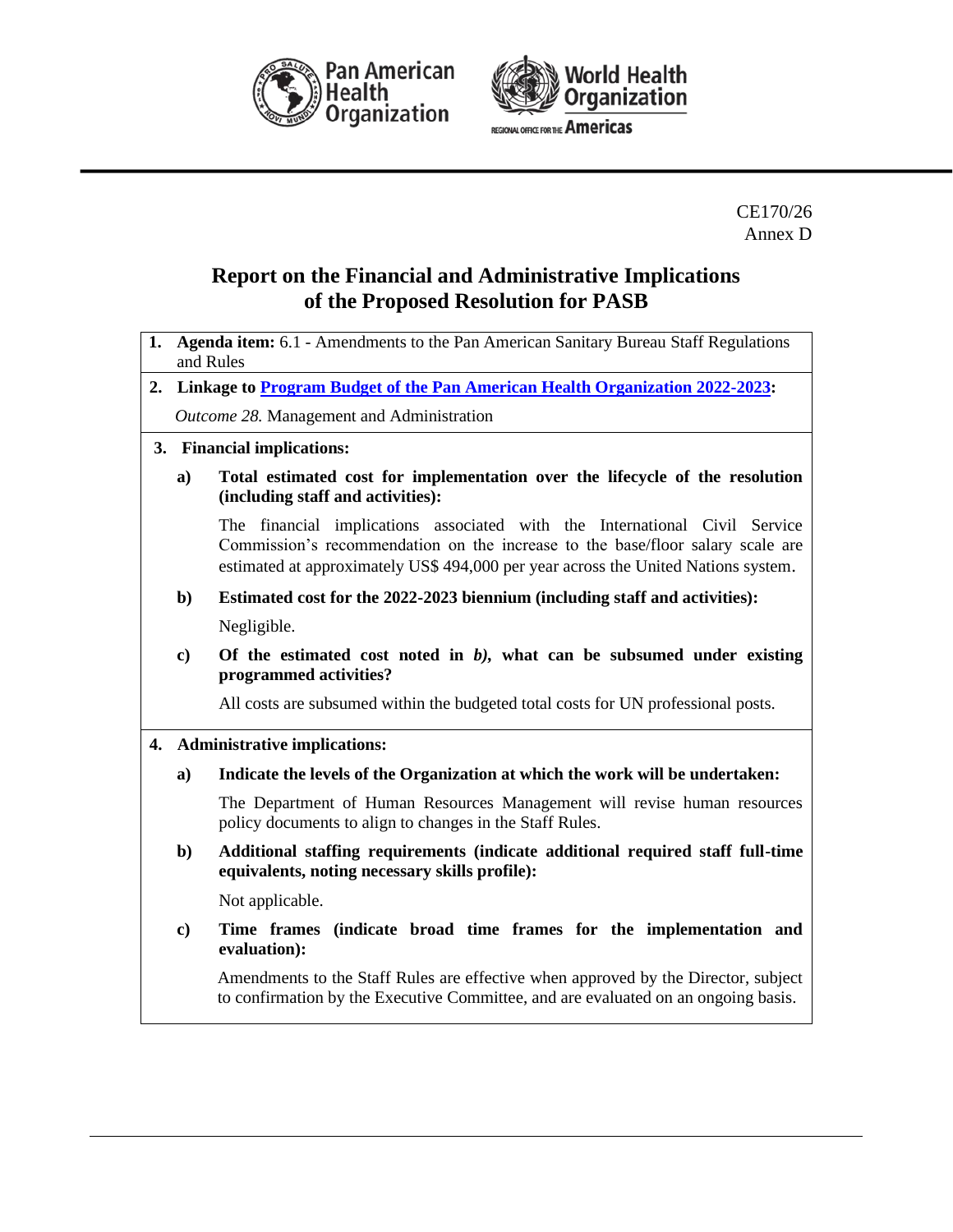CE170/26
Annex D

# Report on the Financial and Administrative Implications of the Proposed Resolution for PASB

**1. Agenda item:** 6.1 - Amendments to the Pan American Sanitary Bureau Staff Regulations and Rules

**2. Linkage to [Program Budget of the Pan American Health Organization 2022-2023](#):**

*Outcome 28.* Management and Administration

**3. Financial implications:**

**a) Total estimated cost for implementation over the lifecycle of the resolution (including staff and activities):**

The financial implications associated with the International Civil Service Commission's recommendation on the increase to the base/floor salary scale are estimated at approximately US$ 494,000 per year across the United Nations system.

**b) Estimated cost for the 2022-2023 biennium (including staff and activities):**

Negligible.

**c) Of the estimated cost noted in *b)*, what can be subsumed under existing programmed activities?**

All costs are subsumed within the budgeted total costs for UN professional posts.

**4. Administrative implications:**

**a) Indicate the levels of the Organization at which the work will be undertaken:**

The Department of Human Resources Management will revise human resources policy documents to align to changes in the Staff Rules.

**b) Additional staffing requirements (indicate additional required staff full-time equivalents, noting necessary skills profile):**

Not applicable.

**c) Time frames (indicate broad time frames for the implementation and evaluation):**

Amendments to the Staff Rules are effective when approved by the Director, subject to confirmation by the Executive Committee, and are evaluated on an ongoing basis.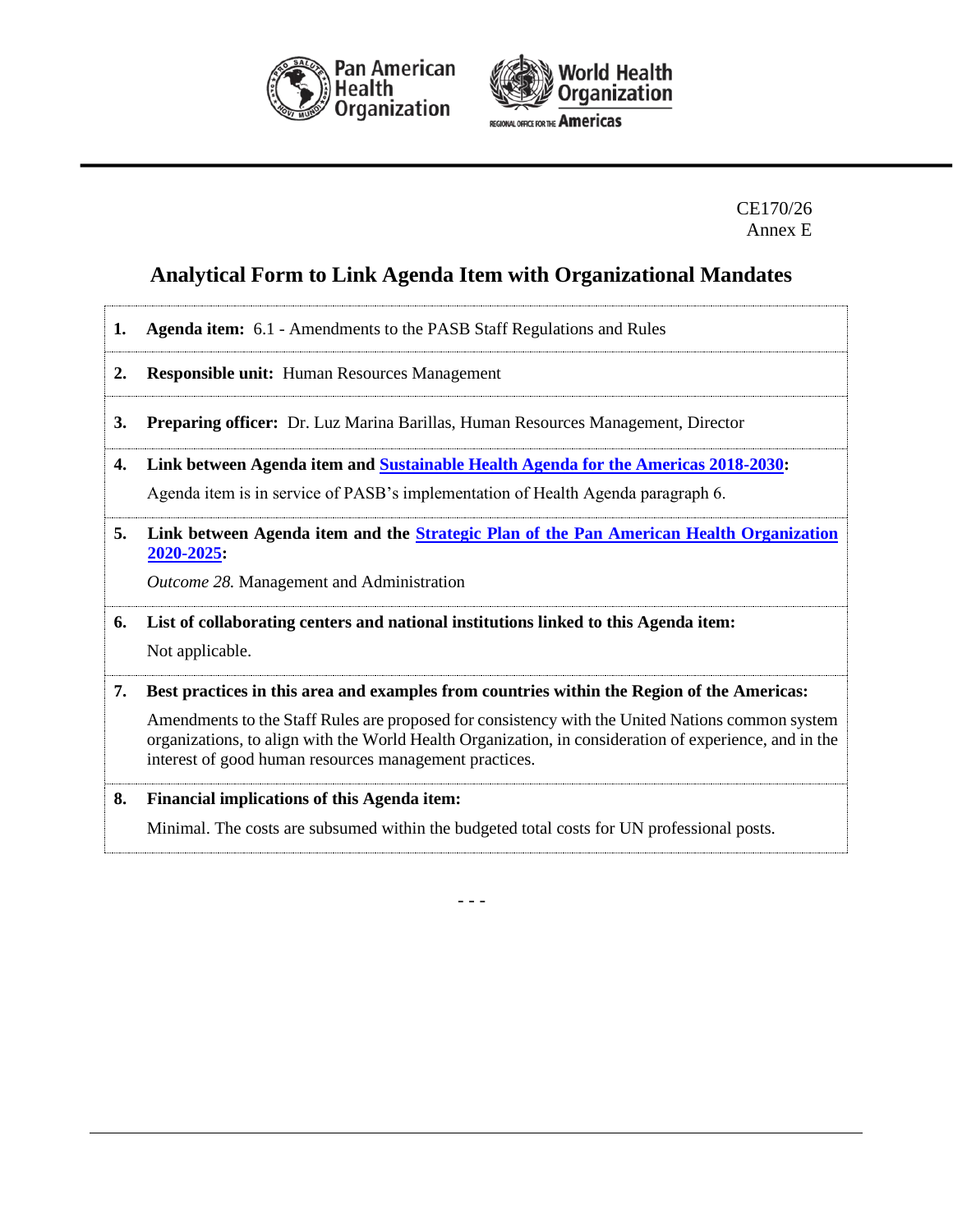CE170/26
Annex E

# Analytical Form to Link Agenda Item with Organizational Mandates

**1. Agenda item:** 6.1 - Amendments to the PASB Staff Regulations and Rules

**2. Responsible unit:** Human Resources Management

**3. Preparing officer:** Dr. Luz Marina Barillas, Human Resources Management, Director

**4. Link between Agenda item and Sustainable Health Agenda for the Americas 2018-2030:**

Agenda item is in service of PASB's implementation of Health Agenda paragraph 6.

**5. Link between Agenda item and the Strategic Plan of the Pan American Health Organization 2020-2025:**

*Outcome 28.* Management and Administration

**6. List of collaborating centers and national institutions linked to this Agenda item:**

Not applicable.

**7. Best practices in this area and examples from countries within the Region of the Americas:**

Amendments to the Staff Rules are proposed for consistency with the United Nations common system organizations, to align with the World Health Organization, in consideration of experience, and in the interest of good human resources management practices.

**8. Financial implications of this Agenda item:**

Minimal. The costs are subsumed within the budgeted total costs for UN professional posts.

- - -